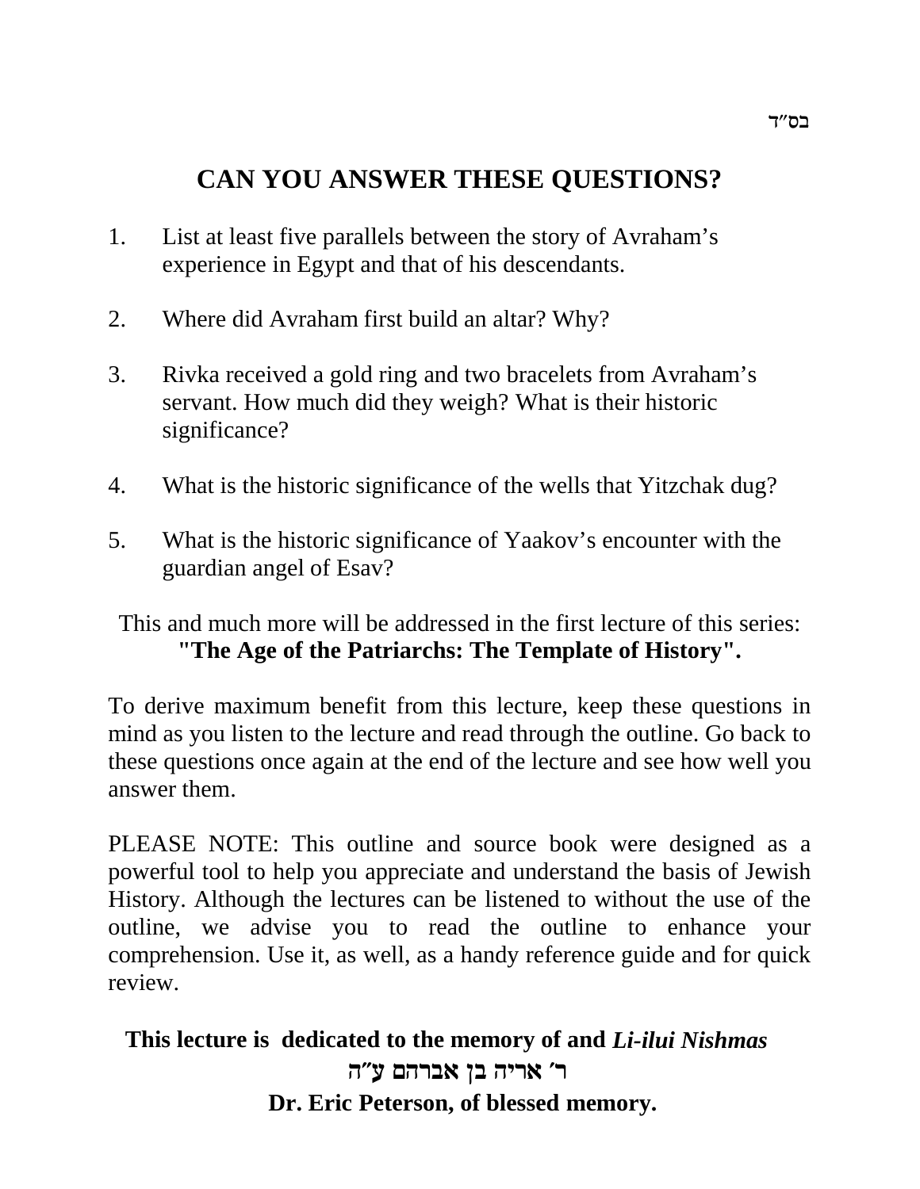בס״ד

# CAN YOU ANSWER THESE QUESTIONS?

1. List at least five parallels between the story of Avraham's experience in Egypt and that of his descendants.

2. Where did Avraham first build an altar? Why?

3. Rivka received a gold ring and two bracelets from Avraham's servant. How much did they weigh? What is their historic significance?

4. What is the historic significance of the wells that Yitzchak dug?

5. What is the historic significance of Yaakov's encounter with the guardian angel of Esav?

This and much more will be addressed in the first lecture of this series:
**"The Age of the Patriarchs: The Template of History".**

To derive maximum benefit from this lecture, keep these questions in mind as you listen to the lecture and read through the outline. Go back to these questions once again at the end of the lecture and see how well you answer them.

PLEASE NOTE: This outline and source book were designed as a powerful tool to help you appreciate and understand the basis of Jewish History. Although the lectures can be listened to without the use of the outline, we advise you to read the outline to enhance your comprehension. Use it, as well, as a handy reference guide and for quick review.

**This lecture is dedicated to the memory of and *Li-ilui Nishmas***

**ר׳ אריה בן אברהם ע״ה**

**Dr. Eric Peterson, of blessed memory.**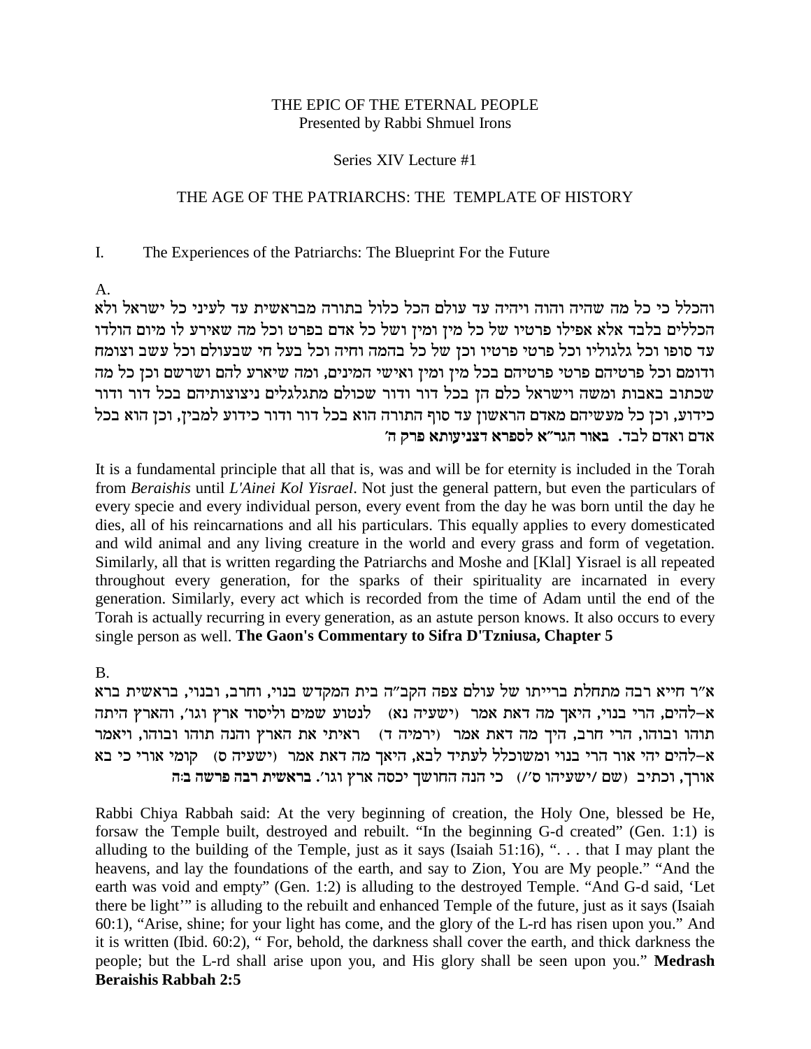THE EPIC OF THE ETERNAL PEOPLE
Presented by Rabbi Shmuel Irons

Series XIV Lecture #1

THE AGE OF THE PATRIARCHS: THE TEMPLATE OF HISTORY

I. The Experiences of the Patriarchs: The Blueprint For the Future

A.

והכלל כי כל מה שהיה והוה ויהיה עד עולם הכל כלול בתורה מבראשית עד לעיני כל ישראל ולא הכללים בלבד אלא אפילו פרטיו של כל מין ומין ושל כל אדם בפרט וכל מה שאירע לו מיום הולדו עד סופו וכל גלגוליו וכל פרטי פרטיו וכן של כל בהמה וחיה וכל בעל חי שבעולם וכל עשב וצומח ודומם וכל פרטיהם פרטי פרטיהם בכל מין ומין ואישי המינים, ומה שיארע להם ושרשם וכן כל מה שכתוב באבות ומשה וישראל כלם הן בכל דור ודור שכולם מתגלגלים ניצוצותיהם בכל דור ודור כידוע, וכן כל מעשיהם מאדם הראשון עד סוף התורה הוא בכל דור ודור כידוע למבין, וכן הוא בכל אדם ואדם לבד. **באור הגר"א לספרא דצניעותא פרק ה'**

It is a fundamental principle that all that is, was and will be for eternity is included in the Torah from *Beraishis* until *L'Ainei Kol Yisrael*. Not just the general pattern, but even the particulars of every specie and every individual person, every event from the day he was born until the day he dies, all of his reincarnations and all his particulars. This equally applies to every domesticated and wild animal and any living creature in the world and every grass and form of vegetation. Similarly, all that is written regarding the Patriarchs and Moshe and [Klal] Yisrael is all repeated throughout every generation, for the sparks of their spirituality are incarnated in every generation. Similarly, every act which is recorded from the time of Adam until the end of the Torah is actually recurring in every generation, as an astute person knows. It also occurs to every single person as well. **The Gaon's Commentary to Sifra D'Tzniusa, Chapter 5**

B.

א"ר חייא רבה מתחלת ברייתו של עולם צפה הקב"ה בית המקדש בנוי, וחרב, ובנוי, בראשית ברא א-להים, הרי בנוי, היאך מה דאת אמר (ישעיה נא) לנטוע שמים וליסוד ארץ וגו', והארץ היתה תוהו ובוהו, הרי חרב, היך מה דאת אמר (ירמיה ד) ראיתי את הארץ והנה תוהו ובוהו, ויאמר א-להים יהי אור הרי בנוי ומשוכלל לעתיד לבא, היאך מה דאת אמר (ישעיה ס) קומי אורי כי בא אורך, וכתיב (שם /ישעיהו ס'/) כי הנה החושך יכסה ארץ וגו'. **בראשית רבה פרשה ב:ה**

Rabbi Chiya Rabbah said: At the very beginning of creation, the Holy One, blessed be He, forsaw the Temple built, destroyed and rebuilt. "In the beginning G-d created" (Gen. 1:1) is alluding to the building of the Temple, just as it says (Isaiah 51:16), ". . . that I may plant the heavens, and lay the foundations of the earth, and say to Zion, You are My people." "And the earth was void and empty" (Gen. 1:2) is alluding to the destroyed Temple. "And G-d said, 'Let there be light'" is alluding to the rebuilt and enhanced Temple of the future, just as it says (Isaiah 60:1), "Arise, shine; for your light has come, and the glory of the L-rd has risen upon you." And it is written (Ibid. 60:2), " For, behold, the darkness shall cover the earth, and thick darkness the people; but the L-rd shall arise upon you, and His glory shall be seen upon you." **Medrash Beraishis Rabbah 2:5**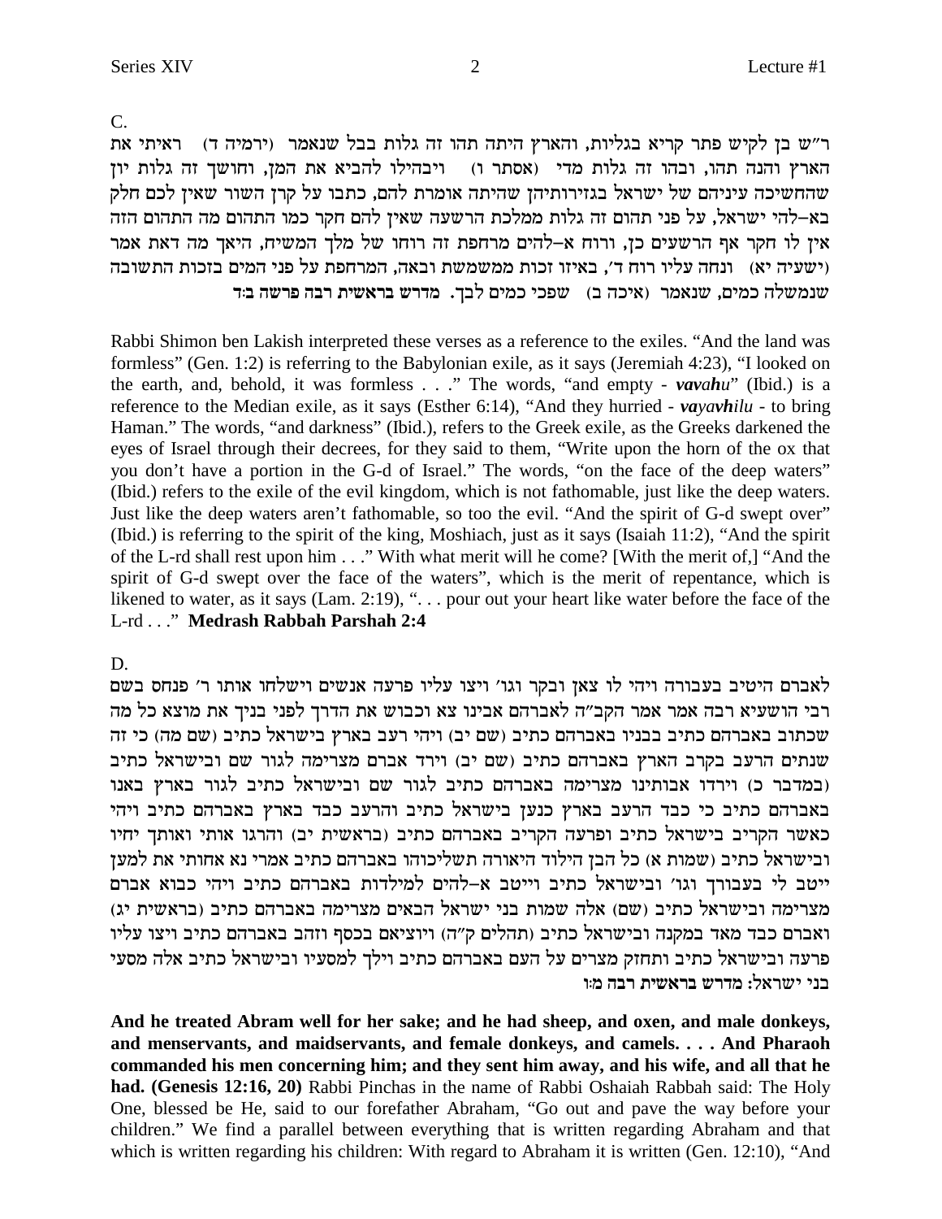C.

ר"ש בן לקיש פתר קריא בגליות, והארץ היתה תהו זה גלות בבל שנאמר (ירמיה ד) ראיתי את הארץ והנה תהו, ובהו זה גלות מדי (אסתר ו) ויבהילו להביא את המן, וחושך זה גלות יון שהחשיכה עיניהם של ישראל בגזירותיהן שהיתה אומרת להם, כתבו על קרן השור שאין לכם חלק בא–להי ישראל, על פני תהום זה גלות ממלכת הרשעה שאין להם חקר כמו התהום מה התהום הזה אין לו חקר אף הרשעים כן, ורוח א–להים מרחפת זה רוחו של מלך המשיח, היאך מה דאת אמר (ישעיה יא) ונחה עליו רוח ד', באיזו זכות ממשמשת ובאה, המרחפת על פני המים בזכות התשובה שנמשלה כמים, שנאמר (איכה ב) שפכי כמים לבך. **מדרש בראשית רבה פרשה ב:ד**

Rabbi Shimon ben Lakish interpreted these verses as a reference to the exiles. "And the land was formless" (Gen. 1:2) is referring to the Babylonian exile, as it says (Jeremiah 4:23), "I looked on the earth, and, behold, it was formless . . ." The words, "and empty - ***vavahu***" (Ibid.) is a reference to the Median exile, as it says (Esther 6:14), "And they hurried - ***vayavhilu*** - to bring Haman." The words, "and darkness" (Ibid.), refers to the Greek exile, as the Greeks darkened the eyes of Israel through their decrees, for they said to them, "Write upon the horn of the ox that you don't have a portion in the G-d of Israel." The words, "on the face of the deep waters" (Ibid.) refers to the exile of the evil kingdom, which is not fathomable, just like the deep waters. Just like the deep waters aren't fathomable, so too the evil. "And the spirit of G-d swept over" (Ibid.) is referring to the spirit of the king, Moshiach, just as it says (Isaiah 11:2), "And the spirit of the L-rd shall rest upon him . . ." With what merit will he come? [With the merit of,] "And the spirit of G-d swept over the face of the waters", which is the merit of repentance, which is likened to water, as it says (Lam. 2:19), ". . . pour out your heart like water before the face of the L-rd . . ." **Medrash Rabbah Parshah 2:4**

D.

לאברם היטיב בעבורה ויהי לו צאן ובקר וגו' ויצו עליו פרעה אנשים וישלחו אותו ר' פנחס בשם רבי הושעיא רבה אמר אמר הקב"ה לאברהם אבינו צא וכבוש את הדרך לפני בניך את מוצא כל מה שכתוב באברהם כתיב בבניו באברהם כתיב (שם יב) ויהי רעב בארץ בישראל כתיב (שם מה) כי זה שנתים הרעב בקרב הארץ באברהם כתיב (שם יב) וירד אברם מצרימה לגור שם ובישראל כתיב (במדבר כ) וירדו אבותינו מצרימה באברהם כתיב לגור שם ובישראל כתיב לגור בארץ באנו באברהם כתיב כי כבד הרעב בארץ כנען בישראל כתיב והרעב כבד בארץ באברהם כתיב ויהי כאשר הקריב ופרעה הקריב באברהם כתיב (בראשית יב) והרגו אותי ואותך יחיו ובישראל כתיב (שמות א) כל הבן הילוד היאורה תשליכוהו באברהם כתיב אמרי נא אחותי את למען ייטב לי בעבורך וגו' ובישראל כתיב וייטב א–להים למילדות באברהם כתיב ויהי כבוא אברם מצרימה ובישראל כתיב (שם) אלה שמות בני ישראל הבאים מצרימה באברהם כתיב (בראשית יג) ואברם כבד מאד במקנה ובישראל כתיב (תהלים ק"ה) ויוציאם בכסף וזהב באברהם כתיב ויצו עליו פרעה ובישראל כתיב ותחזק מצרים על העם באברהם כתיב וילך למסעיו ובישראל כתיב אלה מסעי בני ישראל: **מדרש בראשית רבה מ:ו**

**And he treated Abram well for her sake; and he had sheep, and oxen, and male donkeys, and menservants, and maidservants, and female donkeys, and camels. . . . And Pharaoh commanded his men concerning him; and they sent him away, and his wife, and all that he had. (Genesis 12:16, 20)** Rabbi Pinchas in the name of Rabbi Oshaiah Rabbah said: The Holy One, blessed be He, said to our forefather Abraham, "Go out and pave the way before your children." We find a parallel between everything that is written regarding Abraham and that which is written regarding his children: With regard to Abraham it is written (Gen. 12:10), "And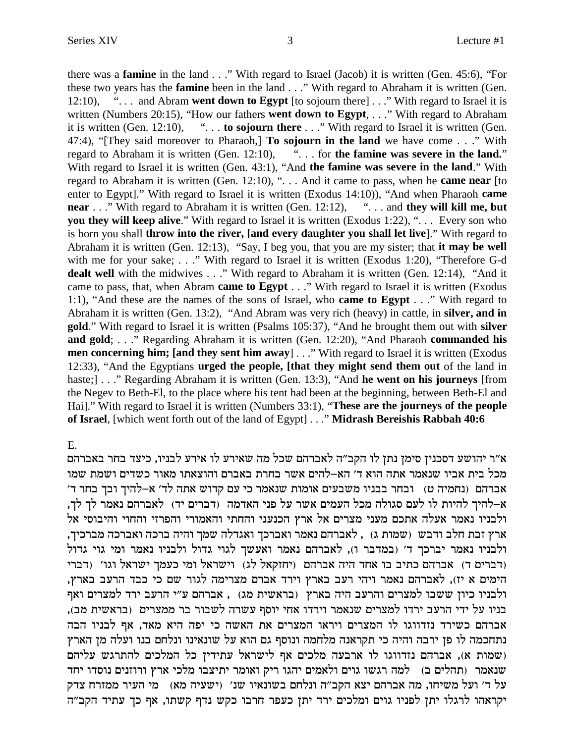there was a **famine** in the land . . ." With regard to Israel (Jacob) it is written (Gen. 45:6), "For these two years has the **famine** been in the land . . ." With regard to Abraham it is written (Gen. 12:10), ". . . and Abram **went down to Egypt** [to sojourn there] . . ." With regard to Israel it is written (Numbers 20:15), "How our fathers **went down to Egypt**, . . ." With regard to Abraham it is written (Gen. 12:10), ". . . **to sojourn there** . . ." With regard to Israel it is written (Gen. 47:4), "[They said moreover to Pharaoh,] **To sojourn in the land** we have come . . ." With regard to Abraham it is written (Gen. 12:10), ". . . for **the famine was severe in the land.**" With regard to Israel it is written (Gen. 43:1), "And **the famine was severe in the land**." With regard to Abraham it is written (Gen. 12:10), ". . . And it came to pass, when he **came near** [to enter to Egypt]." With regard to Israel it is written (Exodus 14:10)), "And when Pharaoh **came near** . . ." With regard to Abraham it is written (Gen. 12:12), ". . . and **they will kill me, but you they will keep alive**." With regard to Israel it is written (Exodus 1:22), ". . . Every son who is born you shall **throw into the river, [and every daughter you shall let live**]." With regard to Abraham it is written (Gen. 12:13), "Say, I beg you, that you are my sister; that **it may be well** with me for your sake; . . ." With regard to Israel it is written (Exodus 1:20), "Therefore G-d **dealt well** with the midwives . . ." With regard to Abraham it is written (Gen. 12:14), "And it came to pass, that, when Abram **came to Egypt** . . ." With regard to Israel it is written (Exodus 1:1), "And these are the names of the sons of Israel, who **came to Egypt** . . ." With regard to Abraham it is written (Gen. 13:2), "And Abram was very rich (heavy) in cattle, in **silver, and in gold**." With regard to Israel it is written (Psalms 105:37), "And he brought them out with **silver and gold**; . . ." Regarding Abraham it is written (Gen. 12:20), "And Pharaoh **commanded his men concerning him; [and they sent him away**] . . ." With regard to Israel it is written (Exodus 12:33), "And the Egyptians **urged the people, [that they might send them out** of the land in haste;] . . ." Regarding Abraham it is written (Gen. 13:3), "And **he went on his journeys** [from the Negev to Beth-El, to the place where his tent had been at the beginning, between Beth-El and Hai]." With regard to Israel it is written (Numbers 33:1), "**These are the journeys of the people of Israel**, [which went forth out of the land of Egypt] . . ." **Midrash Bereishis Rabbah 40:6**

E.

א"ר יהושע דסכנין סימן נתן לו הקב"ה לאברהם שכל מה שאירע לו אירע לבניו, כיצד בחר באברהם מכל בית אביו שנאמר אתה הוא ד' הא–להים אשר בחרת באברם והוצאתו מאור כשדים ושמת שמו אברהם (נחמיה ט) ובחר בבניו משבעים אומות שנאמר כי עם קדוש אתה לד' א–להיך ובך בחר ד' א–להיך להיות לו לעם סגולה מכל העמים אשר על פני האדמה (דברים יד) לאברהם נאמר לך לך, ולבניו נאמר אעלה אתכם מעני מצרים אל ארץ הכנעני והחתי והאמורי והפרזי והחוי והיבוסי אל ארץ זבת חלב ודבש (שמות ג) , לאברהם נאמר ואברכך ואגדלה שמך והיה ברכה ואברכה מברכיך, ולבניו נאמר יברכך ד' (במדבר ו), לאברהם נאמר ואעשך לגוי גדול ולבניו נאמר ומי גוי גדול (דברים ד) אברהם כתיב בו אחד היה אברהם (יחזקאל לג) וישראל ומי כעמך ישראל וגו' (דברי הימים א יז), לאברהם נאמר ויהי רעב בארץ וירד אברם מצרימה לגור שם כי כבד הרעב בארץ, ולבניו כיון ששבו למצרים והרעב היה בארץ (בראשית מג) , אברהם ע"י הרעב ירד למצרים ואף בניו על ידי הרעב ירדו למצרים שנאמר וירדו אחי יוסף עשרה לשבור בר ממצרים (בראשית מב), אברהם כשירד נזדווגו לו המצרים ויראו המצרים את האשה כי יפה היא מאד, אף לבניו הבה נתחכמה לו פן ירבה והיה כי תקראנה מלחמה ונוסף גם הוא על שונאינו ונלחם בנו ועלה מן הארץ (שמות א), אברהם נזדווגו לו ארבעה מלכים אף לישראל עתידין כל המלכים להתרגש עליהם שנאמר (תהלים ב) למה רגשו גוים ולאמים יהגו ריק ואומר יתיצבו מלכי ארץ ורוזנים נוסדו יחד על ד' ועל משיחו, מה אברהם יצא הקב"ה ונלחם בשונאיו שנ' (ישעיה מא) מי העיר ממזרח צדק יקראהו לרגלו יתן לפניו גוים ומלכים ירד יתן כעפר חרבו כקש נדף קשתו, אף כך עתיד הקב"ה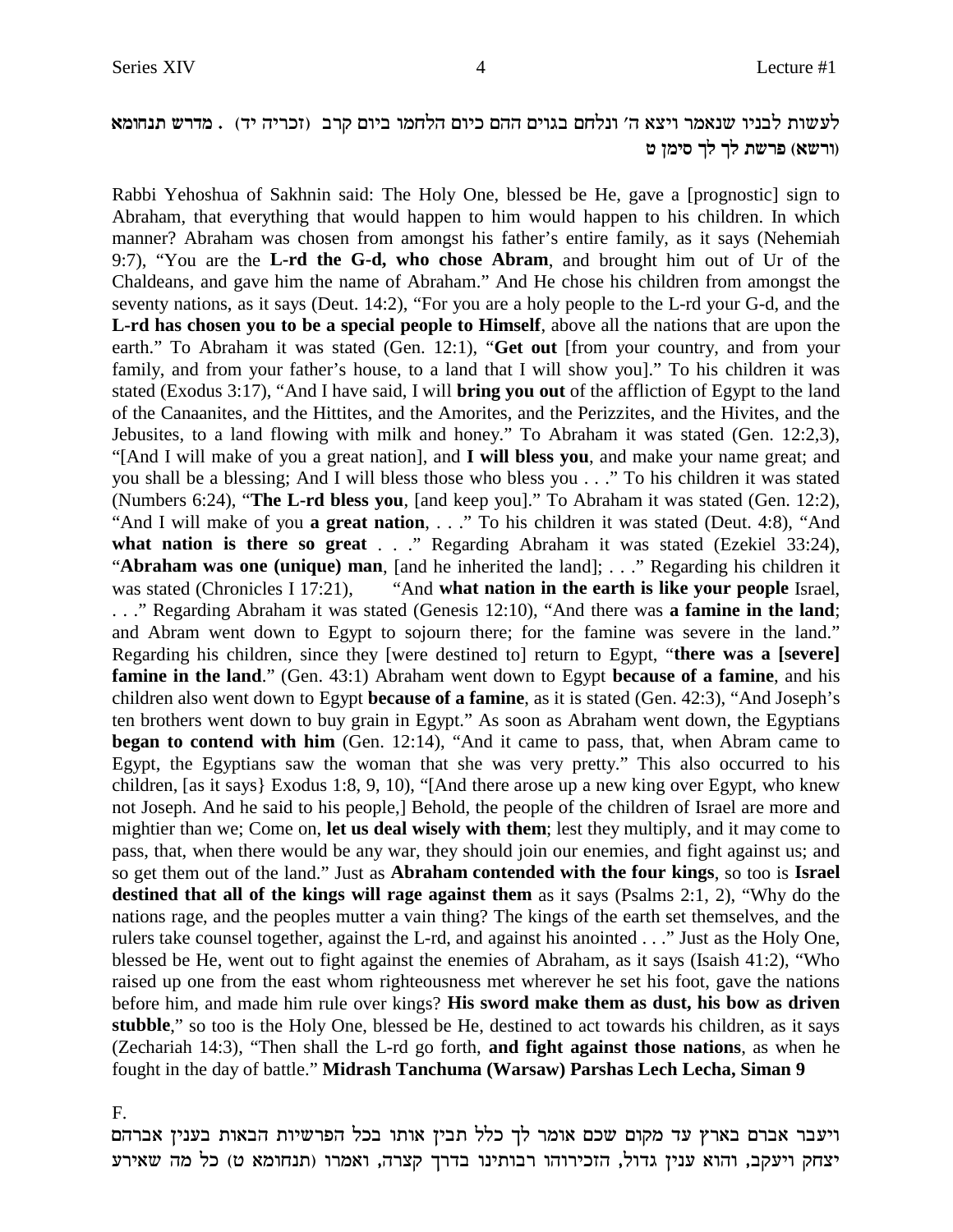לעשות לבניו שנאמר ויצא ה׳ ונלחם בגוים ההם כיום הלחמו ביום קרב (זכריה יד) . **מדרש תנחומא (ורשא) פרשת לך לך סימן ט**

Rabbi Yehoshua of Sakhnin said: The Holy One, blessed be He, gave a [prognostic] sign to Abraham, that everything that would happen to him would happen to his children. In which manner? Abraham was chosen from amongst his father's entire family, as it says (Nehemiah 9:7), "You are the **L-rd the G-d, who chose Abram**, and brought him out of Ur of the Chaldeans, and gave him the name of Abraham." And He chose his children from amongst the seventy nations, as it says (Deut. 14:2), "For you are a holy people to the L-rd your G-d, and the **L-rd has chosen you to be a special people to Himself**, above all the nations that are upon the earth." To Abraham it was stated (Gen. 12:1), "**Get out** [from your country, and from your family, and from your father's house, to a land that I will show you]." To his children it was stated (Exodus 3:17), "And I have said, I will **bring you out** of the affliction of Egypt to the land of the Canaanites, and the Hittites, and the Amorites, and the Perizzites, and the Hivites, and the Jebusites, to a land flowing with milk and honey." To Abraham it was stated (Gen. 12:2,3), "[And I will make of you a great nation], and **I will bless you**, and make your name great; and you shall be a blessing; And I will bless those who bless you . . ." To his children it was stated (Numbers 6:24), "**The L-rd bless you**, [and keep you]." To Abraham it was stated (Gen. 12:2), "And I will make of you **a great nation**, . . ." To his children it was stated (Deut. 4:8), "And **what nation is there so great** . . ." Regarding Abraham it was stated (Ezekiel 33:24), "**Abraham was one (unique) man**, [and he inherited the land]; . . ." Regarding his children it was stated (Chronicles I 17:21), "And **what nation in the earth is like your people** Israel, . . ." Regarding Abraham it was stated (Genesis 12:10), "And there was **a famine in the land**; and Abram went down to Egypt to sojourn there; for the famine was severe in the land." Regarding his children, since they [were destined to] return to Egypt, "**there was a [severe] famine in the land**." (Gen. 43:1) Abraham went down to Egypt **because of a famine**, and his children also went down to Egypt **because of a famine**, as it is stated (Gen. 42:3), "And Joseph's ten brothers went down to buy grain in Egypt." As soon as Abraham went down, the Egyptians **began to contend with him** (Gen. 12:14), "And it came to pass, that, when Abram came to Egypt, the Egyptians saw the woman that she was very pretty." This also occurred to his children, [as it says} Exodus 1:8, 9, 10), "[And there arose up a new king over Egypt, who knew not Joseph. And he said to his people,] Behold, the people of the children of Israel are more and mightier than we; Come on, **let us deal wisely with them**; lest they multiply, and it may come to pass, that, when there would be any war, they should join our enemies, and fight against us; and so get them out of the land." Just as **Abraham contended with the four kings**, so too is **Israel destined that all of the kings will rage against them** as it says (Psalms 2:1, 2), "Why do the nations rage, and the peoples mutter a vain thing? The kings of the earth set themselves, and the rulers take counsel together, against the L-rd, and against his anointed . . ." Just as the Holy One, blessed be He, went out to fight against the enemies of Abraham, as it says (Isaish 41:2), "Who raised up one from the east whom righteousness met wherever he set his foot, gave the nations before him, and made him rule over kings? **His sword make them as dust, his bow as driven stubble**," so too is the Holy One, blessed be He, destined to act towards his children, as it says (Zechariah 14:3), "Then shall the L-rd go forth, **and fight against those nations**, as when he fought in the day of battle." **Midrash Tanchuma (Warsaw) Parshas Lech Lecha, Siman 9**

F.

ויעבר אברם בארץ עד מקום שכם אומר לך כלל תבין אותו בכל הפרשיות הבאות בענין אברהם יצחק ויעקב, והוא ענין גדול, הזכירוהו רבותינו בדרך קצרה, ואמרו (תנחומא ט) כל מה שאירע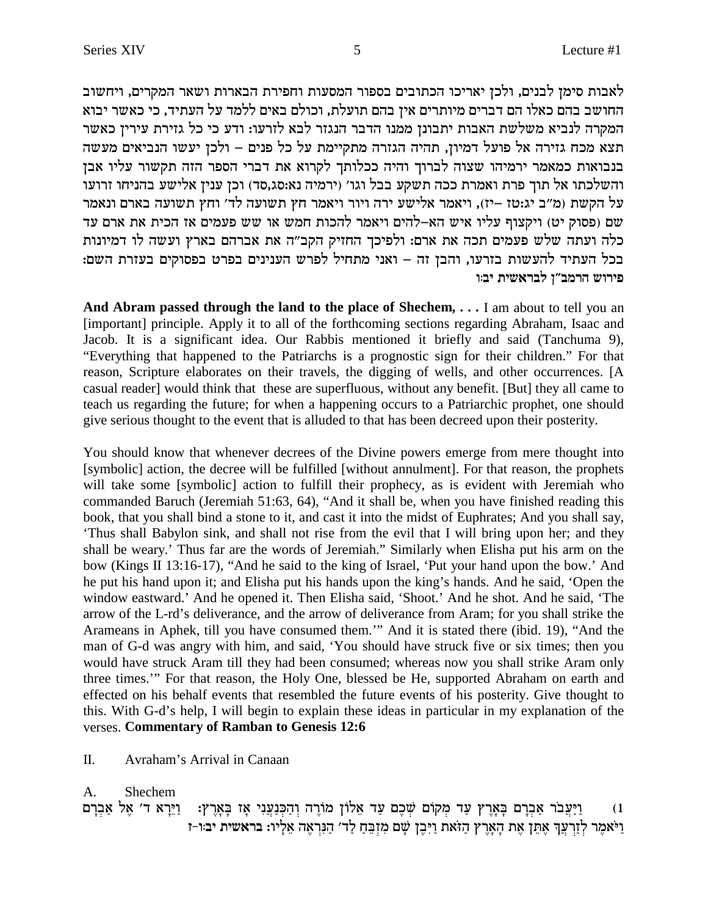לאבות סימן לבנים, ולכן יאריכו הכתובים בספור המסעות וחפירת הבארות ושאר המקרים, ויחשוב החושב בהם כאלו הם דברים מיותרים אין בהם תועלת, וכולם באים ללמד על העתיד, כי כאשר יבוא המקרה לנביא משלשת האבות יתבונן ממנו הדבר הנגזר לבא לזרעו: ודע כי כל גזירת עירין כאשר תצא מכח גזירה אל פועל דמיון, תהיה הגזרה מתקיימת על כל פנים – ולכן יעשו הנביאים מעשה בנבואות כמאמר ירמיהו שצוה לברוך והיה ככלותך לקרוא את דברי הספר הזה תקשור עליו אבן והשלכתו אל תוך פרת ואמרת ככה תשקע בבל וגו' (ירמיה נא:סג,סד) וכן ענין אלישע בהניחו זרועו על הקשת (מ"ב יג:טז –יז), ויאמר אלישע ירה ויור ויאמר חץ תשועה לד' וחץ תשועה בארם ונאמר שם (פסוק יט) ויקצוף עליו איש הא–להים ויאמר להכות חמש או שש פעמים אז הכית את ארם עד כלה ועתה שלש פעמים תכה את ארם: ולפיכך החזיק הקב"ה את אברהם בארץ ועשה לו דמיונות בכל העתיד להעשות בזרעו, והבן זה – ואני מתחיל לפרש הענינים בפרט בפסוקים בעזרת השם:
**פירוש הרמב"ן לבראשית יב:ו**

**And Abram passed through the land to the place of Shechem, . . .** I am about to tell you an [important] principle. Apply it to all of the forthcoming sections regarding Abraham, Isaac and Jacob. It is a significant idea. Our Rabbis mentioned it briefly and said (Tanchuma 9), "Everything that happened to the Patriarchs is a prognostic sign for their children." For that reason, Scripture elaborates on their travels, the digging of wells, and other occurrences. [A casual reader] would think that these are superfluous, without any benefit. [But] they all came to teach us regarding the future; for when a happening occurs to a Patriarchic prophet, one should give serious thought to the event that is alluded to that has been decreed upon their posterity.

You should know that whenever decrees of the Divine powers emerge from mere thought into [symbolic] action, the decree will be fulfilled [without annulment]. For that reason, the prophets will take some [symbolic] action to fulfill their prophecy, as is evident with Jeremiah who commanded Baruch (Jeremiah 51:63, 64), "And it shall be, when you have finished reading this book, that you shall bind a stone to it, and cast it into the midst of Euphrates; And you shall say, 'Thus shall Babylon sink, and shall not rise from the evil that I will bring upon her; and they shall be weary.' Thus far are the words of Jeremiah." Similarly when Elisha put his arm on the bow (Kings II 13:16-17), "And he said to the king of Israel, 'Put your hand upon the bow.' And he put his hand upon it; and Elisha put his hands upon the king's hands. And he said, 'Open the window eastward.' And he opened it. Then Elisha said, 'Shoot.' And he shot. And he said, 'The arrow of the L-rd's deliverance, and the arrow of deliverance from Aram; for you shall strike the Arameans in Aphek, till you have consumed them.'" And it is stated there (ibid. 19), "And the man of G-d was angry with him, and said, 'You should have struck five or six times; then you would have struck Aram till they had been consumed; whereas now you shall strike Aram only three times.'" For that reason, the Holy One, blessed be He, supported Abraham on earth and effected on his behalf events that resembled the future events of his posterity. Give thought to this. With G-d's help, I will begin to explain these ideas in particular in my explanation of the verses. **Commentary of Ramban to Genesis 12:6**

II. Avraham's Arrival in Canaan

A. Shechem

1) וַיַּעֲבֹר אַבְרָם בָּאָרֶץ עַד מְקוֹם שְׁכֶם עַד אֵלוֹן מוֹרֶה וְהַכְּנַעֲנִי אָז בָּאָרֶץ: וַיֵּרָא ד' אֶל אַבְרָם וַיֹּאמֶר לְזַרְעֲךָ אֶתֵּן אֶת הָאָרֶץ הַזֹּאת וַיִּבֶן שָׁם מִזְבֵּחַ לַד' הַנִּרְאֶה אֵלָיו: **בראשית יב:ו-ז**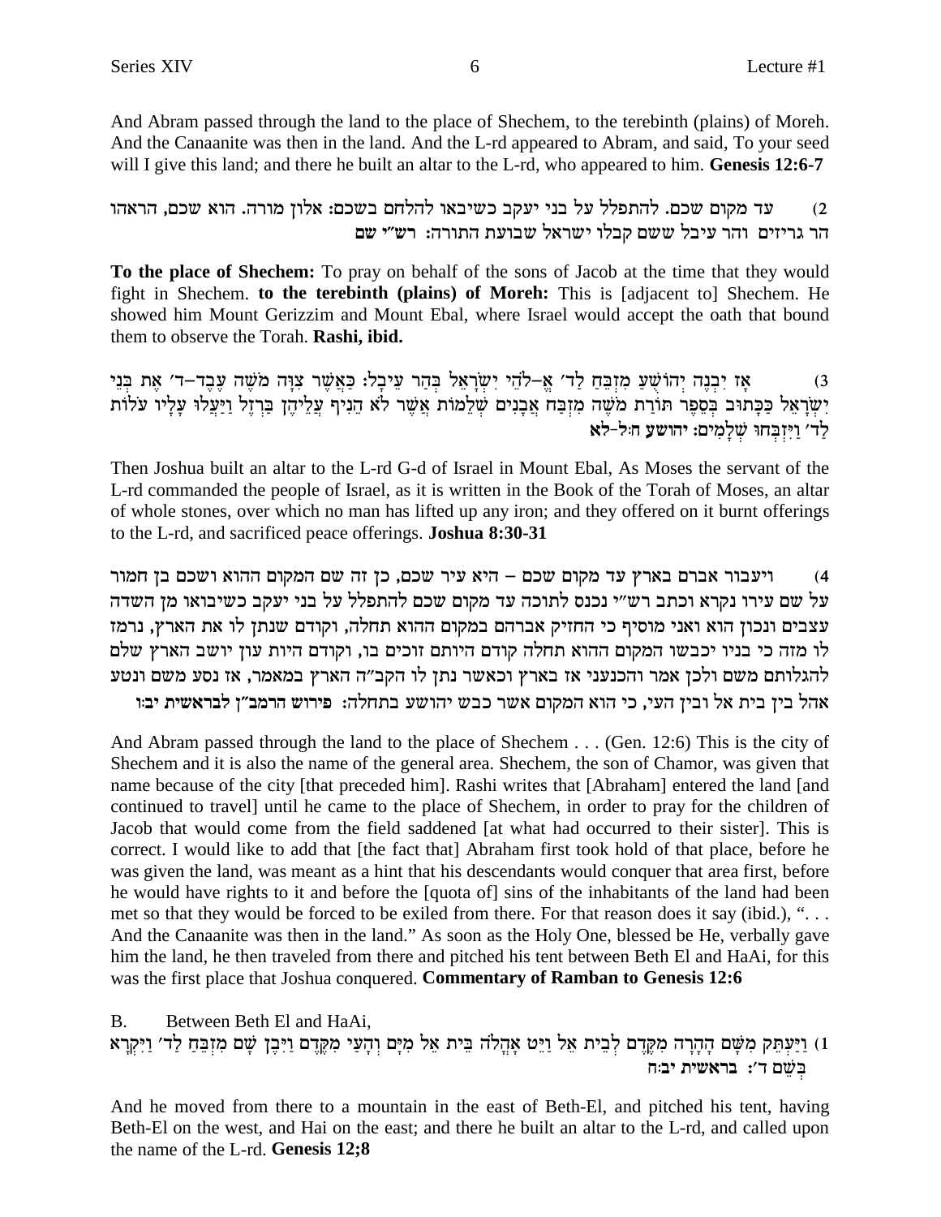And Abram passed through the land to the place of Shechem, to the terebinth (plains) of Moreh. And the Canaanite was then in the land. And the L-rd appeared to Abram, and said, To your seed will I give this land; and there he built an altar to the L-rd, who appeared to him. **Genesis 12:6-7**

2) עד מקום שכם. להתפלל על בני יעקב כשיבאו להלחם בשכם: אלון מורה. הוא שכם, הראהו הר גריזים והר עיבל ששם קבלו ישראל שבועת התורה: **רש"י שם**

**To the place of Shechem:** To pray on behalf of the sons of Jacob at the time that they would fight in Shechem. **to the terebinth (plains) of Moreh:** This is [adjacent to] Shechem. He showed him Mount Gerizzim and Mount Ebal, where Israel would accept the oath that bound them to observe the Torah. **Rashi, ibid.**

3) אָז יִבְנֶה יְהוֹשֻׁעַ מִזְבֵּחַ לַד׳ אֱ–לֹהֵי יִשְׂרָאֵל בְּהַר עֵיבָל: כַּאֲשֶׁר צִוָּה מֹשֶׁה עֶבֶד–ד׳ אֶת בְּנֵי יִשְׂרָאֵל כַּכָּתוּב בְּסֵפֶר תּוֹרַת מֹשֶׁה מִזְבַּח אֲבָנִים שְׁלֵמוֹת אֲשֶׁר לֹא הֵנִיף עֲלֵיהֶן בַּרְזֶל וַיַּעֲלוּ עָלָיו עֹלוֹת לַד׳ וַיִּזְבְּחוּ שְׁלָמִים: **יהושע ח:ל-לא**

Then Joshua built an altar to the L-rd G-d of Israel in Mount Ebal, As Moses the servant of the L-rd commanded the people of Israel, as it is written in the Book of the Torah of Moses, an altar of whole stones, over which no man has lifted up any iron; and they offered on it burnt offerings to the L-rd, and sacrificed peace offerings. **Joshua 8:30-31**

4) ויעבור אברם בארץ עד מקום שכם – היא עיר שכם, כן זה שם המקום ההוא ושכם בן חמור על שם עירו נקרא וכתב רש"י נכנס לתוכה עד מקום שכם להתפלל על בני יעקב כשיבואו מן השדה עצבים ונכון הוא ואני מוסיף כי החזיק אברהם במקום ההוא תחלה, וקודם שנתן לו את הארץ, נרמז לו מזה כי בניו יכבשו המקום ההוא תחלה קודם היותם זוכים בו, וקודם היות עון יושב הארץ שלם להגלותם משם ולכן אמר והכנעני אז בארץ וכאשר נתן לו הקב"ה הארץ במאמר, אז נסע משם ונטע אהל בין בית אל ובין העי, כי הוא המקום אשר כבש יהושע בתחלה: **פירוש הרמב"ן לבראשית יב:ו**

And Abram passed through the land to the place of Shechem . . . (Gen. 12:6) This is the city of Shechem and it is also the name of the general area. Shechem, the son of Chamor, was given that name because of the city [that preceded him]. Rashi writes that [Abraham] entered the land [and continued to travel] until he came to the place of Shechem, in order to pray for the children of Jacob that would come from the field saddened [at what had occurred to their sister]. This is correct. I would like to add that [the fact that] Abraham first took hold of that place, before he was given the land, was meant as a hint that his descendants would conquer that area first, before he would have rights to it and before the [quota of] sins of the inhabitants of the land had been met so that they would be forced to be exiled from there. For that reason does it say (ibid.), ". . . And the Canaanite was then in the land." As soon as the Holy One, blessed be He, verbally gave him the land, he then traveled from there and pitched his tent between Beth El and HaAi, for this was the first place that Joshua conquered. **Commentary of Ramban to Genesis 12:6**

B. Between Beth El and HaAi,

1) וַיַּעְתֵּק מִשָּׁם הָהָרָה מִקֶּדֶם לְבֵית אֵל וַיֵּט אָהֳלֹה בֵּית אֵל מִיָּם וְהָעַי מִקֶּדֶם וַיִּבֶן שָׁם מִזְבֵּחַ לַד׳ וַיִּקְרָא בְּשֵׁם ד׳: **בראשית יב:ח**

And he moved from there to a mountain in the east of Beth-El, and pitched his tent, having Beth-El on the west, and Hai on the east; and there he built an altar to the L-rd, and called upon the name of the L-rd. **Genesis 12;8**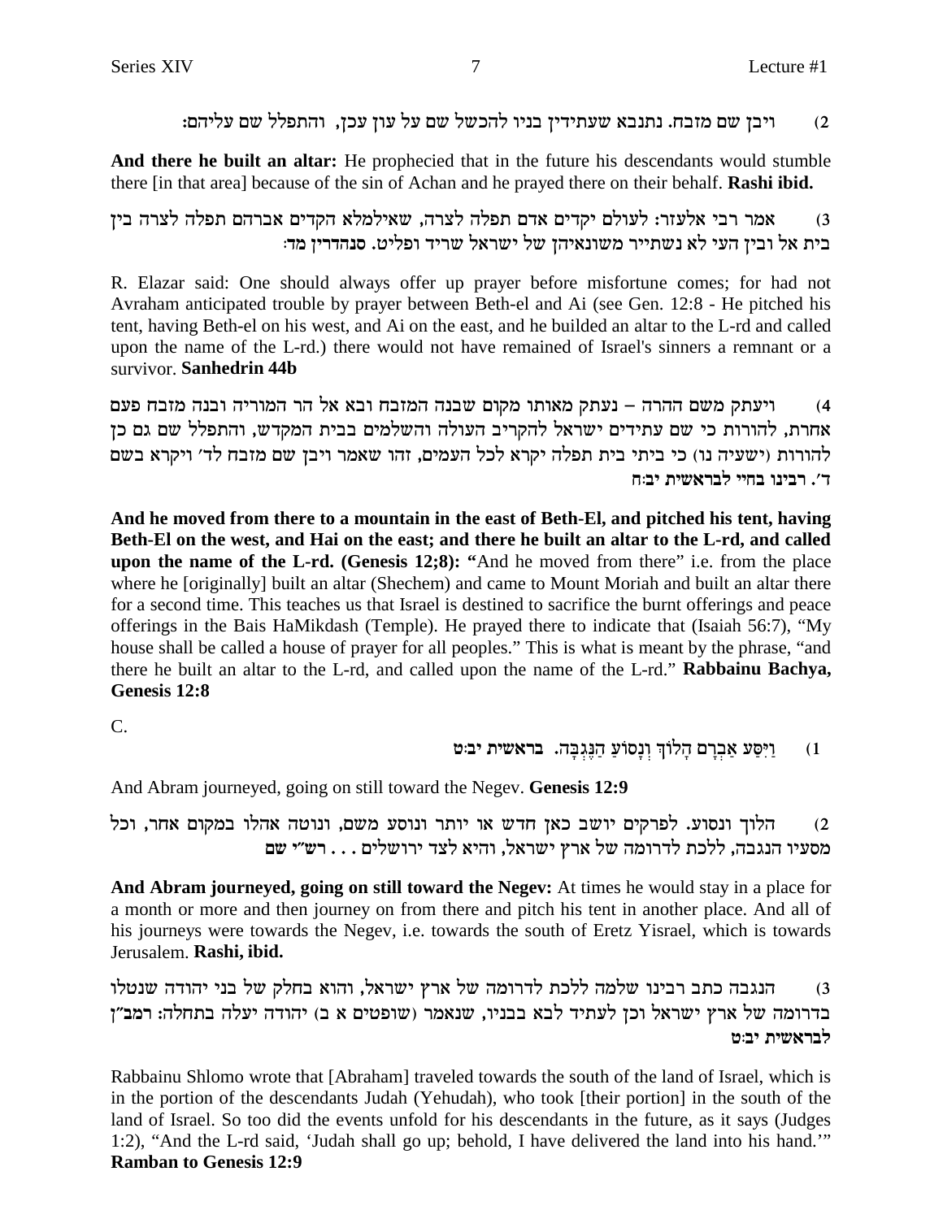2) ויבן שם מזבח. נתנבא שעתידין בניו להכשל שם על עון עכן, והתפלל שם עליהם:

**And there he built an altar:** He prophecied that in the future his descendants would stumble there [in that area] because of the sin of Achan and he prayed there on their behalf. **Rashi ibid.**

3) אמר רבי אלעזר: לעולם יקדים אדם תפלה לצרה, שאילמלא הקדים אברהם תפלה לצרה בין בית אל ובין העי לא נשתייר משונאיהן של ישראל שריד ופליט. סנהדרין מד:

R. Elazar said: One should always offer up prayer before misfortune comes; for had not Avraham anticipated trouble by prayer between Beth-el and Ai (see Gen. 12:8 - He pitched his tent, having Beth-el on his west, and Ai on the east, and he builded an altar to the L-rd and called upon the name of the L-rd.) there would not have remained of Israel's sinners a remnant or a survivor. **Sanhedrin 44b**

4) ויעתק משם ההרה – נעתק מאותו מקום שבנה המזבח ובא אל הר המוריה ובנה מזבח פעם אחרת, להורות כי שם עתידים ישראל להקריב העולה והשלמים בבית המקדש, והתפלל שם גם כן להורות (ישעיה נו) כי ביתי בית תפלה יקרא לכל העמים, זהו שאמר ויבן שם מזבח לד׳ ויקרא בשם ד׳. **רבינו בחיי לבראשית יב:ח**

**And he moved from there to a mountain in the east of Beth-El, and pitched his tent, having Beth-El on the west, and Hai on the east; and there he built an altar to the L-rd, and called upon the name of the L-rd. (Genesis 12;8): "**And he moved from there" i.e. from the place where he [originally] built an altar (Shechem) and came to Mount Moriah and built an altar there for a second time. This teaches us that Israel is destined to sacrifice the burnt offerings and peace offerings in the Bais HaMikdash (Temple). He prayed there to indicate that (Isaiah 56:7), "My house shall be called a house of prayer for all peoples." This is what is meant by the phrase, "and there he built an altar to the L-rd, and called upon the name of the L-rd." **Rabbainu Bachya, Genesis 12:8**

C.

1) וַיִּסַּע אַבְרָם הָלוֹךְ וְנָסוֹעַ הַנֶּגְבָּה. **בראשית יב:ט**

And Abram journeyed, going on still toward the Negev. **Genesis 12:9**

2) הלוך ונסוע. לפרקים יושב כאן חדש או יותר ונוסע משם, ונוטה אהלו במקום אחר, וכל מסעיו הנגבה, ללכת לדרומה של ארץ ישראל, והיא לצד ירושלים . . . רש״י שם

**And Abram journeyed, going on still toward the Negev:** At times he would stay in a place for a month or more and then journey on from there and pitch his tent in another place. And all of his journeys were towards the Negev, i.e. towards the south of Eretz Yisrael, which is towards Jerusalem. **Rashi, ibid.**

3) הנגבה כתב רבינו שלמה ללכת לדרומה של ארץ ישראל, והוא בחלק של בני יהודה שנטלו בדרומה של ארץ ישראל וכן לעתיד לבא בבניו, שנאמר (שופטים א ב) יהודה יעלה בתחלה: **רמב״ן לבראשית יב:ט**

Rabbainu Shlomo wrote that [Abraham] traveled towards the south of the land of Israel, which is in the portion of the descendants Judah (Yehudah), who took [their portion] in the south of the land of Israel. So too did the events unfold for his descendants in the future, as it says (Judges 1:2), "And the L-rd said, 'Judah shall go up; behold, I have delivered the land into his hand.'" **Ramban to Genesis 12:9**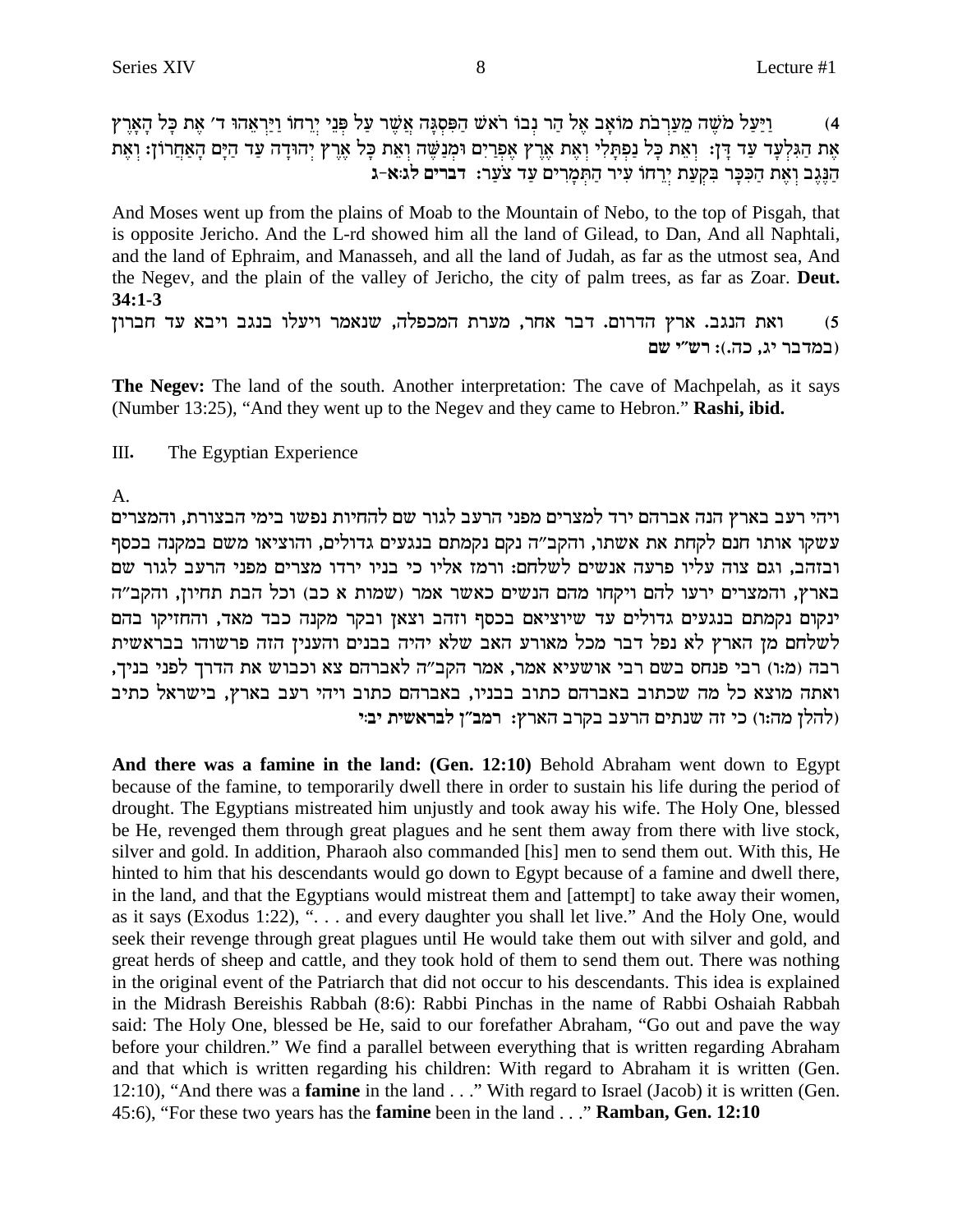4) וַיַּעַל מֹשֶׁה מֵעַרְבֹת מוֹאָב אֶל הַר נְבוֹ רֹאשׁ הַפִּסְגָּה אֲשֶׁר עַל פְּנֵי יְרֵחוֹ וַיַּרְאֵהוּ ד' אֶת כָּל הָאָרֶץ אֶת הַגִּלְעָד עַד דָּן: וְאֵת כָּל נַפְתָּלִי וְאֶת אֶרֶץ אֶפְרַיִם וּמְנַשֶּׁה וְאֵת כָּל אֶרֶץ יְהוּדָה עַד הַיָּם הָאַחֲרוֹן: וְאֶת הַנֶּגֶב וְאֶת הַכִּכָּר בִּקְעַת יְרֵחוֹ עִיר הַתְּמָרִים עַד צֹעַר: **דברים לג:א-ג**

And Moses went up from the plains of Moab to the Mountain of Nebo, to the top of Pisgah, that is opposite Jericho. And the L-rd showed him all the land of Gilead, to Dan, And all Naphtali, and the land of Ephraim, and Manasseh, and all the land of Judah, as far as the utmost sea, And the Negev, and the plain of the valley of Jericho, the city of palm trees, as far as Zoar. **Deut. 34:1-3**

5) ואת הנגב. ארץ הדרום. דבר אחר, מערת המכפלה, שנאמר ויעלו בנגב ויבא עד חברון (במדבר יג, כה.): **רש"י שם**

**The Negev:** The land of the south. Another interpretation: The cave of Machpelah, as it says (Number 13:25), "And they went up to the Negev and they came to Hebron." **Rashi, ibid.**

III. The Egyptian Experience

A.

ויהי רעב בארץ הנה אברהם ירד למצרים מפני הרעב לגור שם להחיות נפשו בימי הבצורת, והמצרים עשקו אותו חנם לקחת את אשתו, והקב"ה נקם נקמתם בנגעים גדולים, והוציאו משם במקנה בכסף ובזהב, וגם צוה עליו פרעה אנשים לשלחם: ורמז אליו כי בניו ירדו מצרים מפני הרעב לגור שם בארץ, והמצרים ירעו להם ויקחו מהם הנשים כאשר אמר (שמות א כב) וכל הבת תחיון, והקב"ה ינקום נקמתם בנגעים גדולים עד שיוציאם בכסף וזהב וצאן ובקר מקנה כבד מאד, והחזיקו בהם לשלחם מן הארץ לא נפל דבר מכל מאורע האב שלא יהיה בבנים והענין הזה פרשוהו בבראשית רבה (מ:ו) רבי פנחס בשם רבי אושעיא אמר, אמר הקב"ה לאברהם צא וכבוש את הדרך לפני בניך, ואתה מוצא כל מה שכתוב באברהם כתוב בבניו, באברהם כתוב ויהי רעב בארץ, בישראל כתיב (להלן מה:ו) כי זה שנתים הרעב בקרב הארץ: **רמב"ן לבראשית יב:י**

**And there was a famine in the land: (Gen. 12:10)** Behold Abraham went down to Egypt because of the famine, to temporarily dwell there in order to sustain his life during the period of drought. The Egyptians mistreated him unjustly and took away his wife. The Holy One, blessed be He, revenged them through great plagues and he sent them away from there with live stock, silver and gold. In addition, Pharaoh also commanded [his] men to send them out. With this, He hinted to him that his descendants would go down to Egypt because of a famine and dwell there, in the land, and that the Egyptians would mistreat them and [attempt] to take away their women, as it says (Exodus 1:22), ". . . and every daughter you shall let live." And the Holy One, would seek their revenge through great plagues until He would take them out with silver and gold, and great herds of sheep and cattle, and they took hold of them to send them out. There was nothing in the original event of the Patriarch that did not occur to his descendants. This idea is explained in the Midrash Bereishis Rabbah (8:6): Rabbi Pinchas in the name of Rabbi Oshaiah Rabbah said: The Holy One, blessed be He, said to our forefather Abraham, "Go out and pave the way before your children." We find a parallel between everything that is written regarding Abraham and that which is written regarding his children: With regard to Abraham it is written (Gen. 12:10), "And there was a **famine** in the land . . ." With regard to Israel (Jacob) it is written (Gen. 45:6), "For these two years has the **famine** been in the land . . ." **Ramban, Gen. 12:10**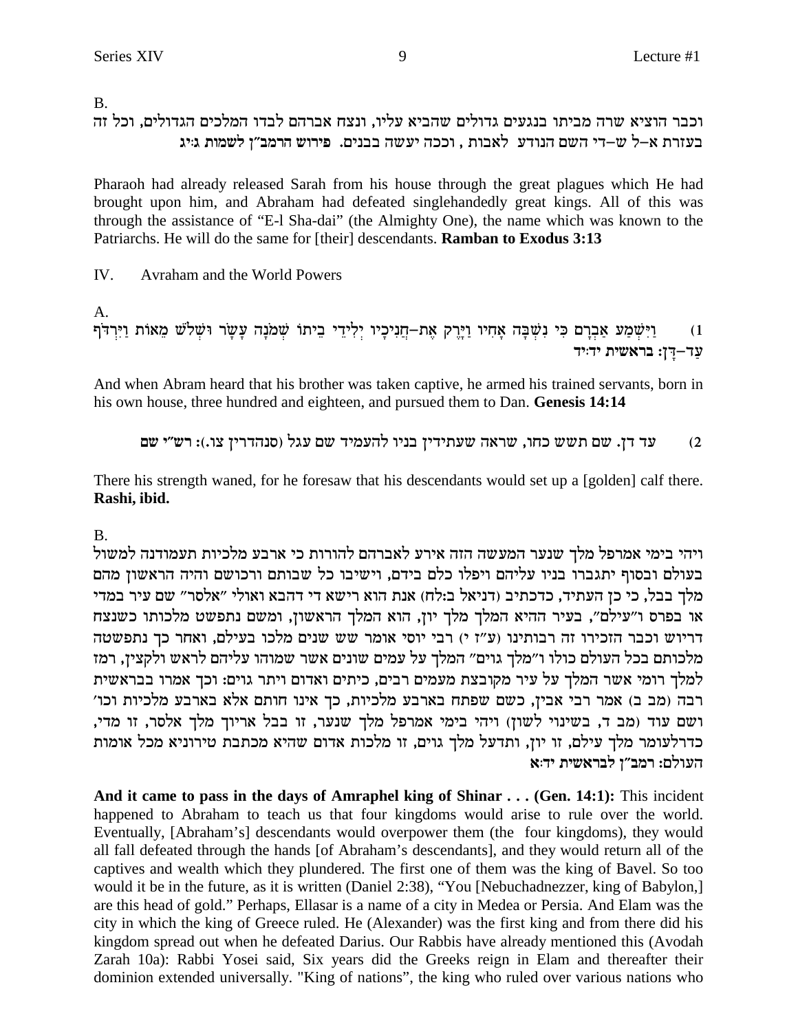B.

וכבר הוציא שרה מביתו בנגעים גדולים שהביא עליו, ונצח אברהם לבדו המלכים הגדולים, וכל זה בעזרת א-ל ש-די השם הנודע לאבות , וככה יעשה בבנים. **פירוש הרמב"ן לשמות ג:יג**

Pharaoh had already released Sarah from his house through the great plagues which He had brought upon him, and Abraham had defeated singlehandedly great kings. All of this was through the assistance of "E-l Sha-dai" (the Almighty One), the name which was known to the Patriarchs. He will do the same for [their] descendants. **Ramban to Exodus 3:13**

IV. Avraham and the World Powers

A.

1) וַיִּשְׁמַע אַבְרָם כִּי נִשְׁבָּה אָחִיו וַיָּרֶק אֶת-חֲנִיכָיו יְלִידֵי בֵיתוֹ שְׁמֹנָה עָשָׂר וּשְׁלֹשׁ מֵאוֹת וַיִּרְדֹּף עַד-דָּן: **בראשית יד:יד**

And when Abram heard that his brother was taken captive, he armed his trained servants, born in his own house, three hundred and eighteen, and pursued them to Dan. **Genesis 14:14**

2) עד דן. שם תשש כחו, שראה שעתידין בניו להעמיד שם עגל (סנהדרין צו.): **רש"י שם**

There his strength waned, for he foresaw that his descendants would set up a [golden] calf there. **Rashi, ibid.**

B.

ויהי בימי אמרפל מלך שנער המעשה הזה אירע לאברהם להורות כי ארבע מלכיות תעמודנה למשול בעולם ובסוף יתגברו בניו עליהם ויפלו כלם בידם, וישיבו כל שבותם ורכושם והיה הראשון מהם מלך בבל, כי כן העתיד, כדכתיב (דניאל ב:לח) אנת הוא רישא די דהבא ואולי "אלסר" שם עיר במדי או בפרס ו"עילם", בעיר ההיא המלך מלך יון, הוא המלך הראשון, ומשם נתפשט מלכותו כשנצח דריוש וכבר הזכירו זה רבותינו (ע"ז י) רבי יוסי אומר שש שנים מלכו בעילם, ואחר כך נתפשטה מלכותם בכל העולם כולו ו"מלך גוים" המלך על עמים שונים אשר שמוהו עליהם לראש ולקצין, רמז למלך רומי אשר המלך על עיר מקובצת מעמים רבים, כיתים ואדום ויתר גוים: וכך אמרו בבראשית רבה (מב ב) אמר רבי אבין, כשם שפתח בארבע מלכיות, כך אינו חותם אלא בארבע מלכיות וכו' ושם עוד (מב ד, בשינוי לשון) ויהי בימי אמרפל מלך שנער, זו בבל אריוך מלך אלסר, זו מדי, כדרלעומר מלך עילם, זו יון, ותדעל מלך גוים, זו מלכות אדום שהיא מכתבת טירוניא מכל אומות העולם: **רמב"ן לבראשית יד:א**

**And it came to pass in the days of Amraphel king of Shinar . . . (Gen. 14:1):** This incident happened to Abraham to teach us that four kingdoms would arise to rule over the world. Eventually, [Abraham's] descendants would overpower them (the four kingdoms), they would all fall defeated through the hands [of Abraham's descendants], and they would return all of the captives and wealth which they plundered. The first one of them was the king of Bavel. So too would it be in the future, as it is written (Daniel 2:38), "You [Nebuchadnezzer, king of Babylon,] are this head of gold." Perhaps, Ellasar is a name of a city in Medea or Persia. And Elam was the city in which the king of Greece ruled. He (Alexander) was the first king and from there did his kingdom spread out when he defeated Darius. Our Rabbis have already mentioned this (Avodah Zarah 10a): Rabbi Yosei said, Six years did the Greeks reign in Elam and thereafter their dominion extended universally. "King of nations", the king who ruled over various nations who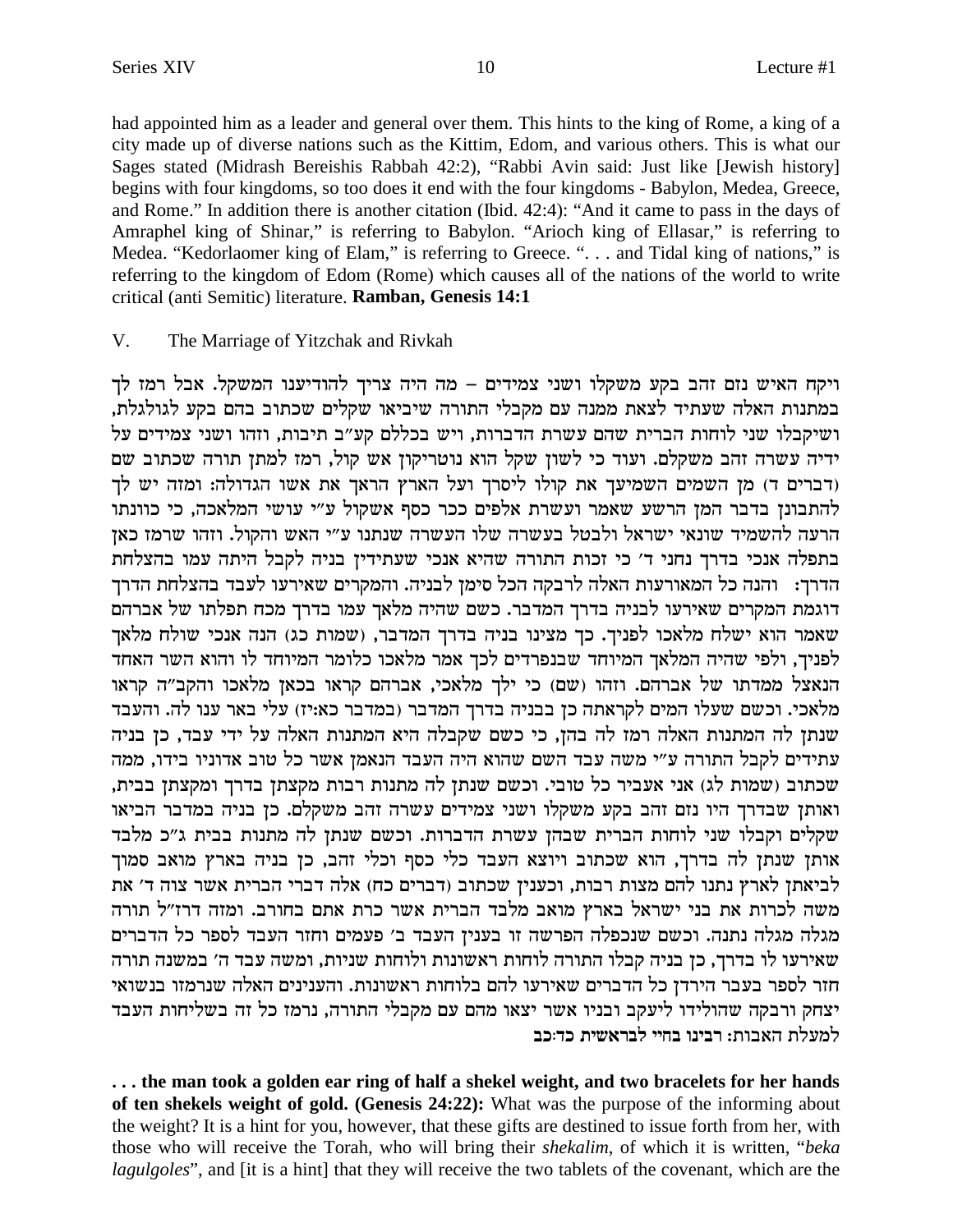had appointed him as a leader and general over them. This hints to the king of Rome, a king of a city made up of diverse nations such as the Kittim, Edom, and various others. This is what our Sages stated (Midrash Bereishis Rabbah 42:2), "Rabbi Avin said: Just like [Jewish history] begins with four kingdoms, so too does it end with the four kingdoms - Babylon, Medea, Greece, and Rome." In addition there is another citation (Ibid. 42:4): "And it came to pass in the days of Amraphel king of Shinar," is referring to Babylon. "Arioch king of Ellasar," is referring to Medea. "Kedorlaomer king of Elam," is referring to Greece. ". . . and Tidal king of nations," is referring to the kingdom of Edom (Rome) which causes all of the nations of the world to write critical (anti Semitic) literature. **Ramban, Genesis 14:1**

V. The Marriage of Yitzchak and Rivkah

ויקח האיש נזם זהב בקע משקלו ושני צמידים – מה היה צריך להודיענו המשקל. אבל רמז לך במתנות האלה שעתיד לצאת ממנה עם מקבלי התורה שיביאו שקלים שכתוב בהם בקע לגולגלת, ושיקבלו שני לוחות הברית שהם עשרת הדברות, ויש בכללם קע"ב תיבות, וזהו ושני צמידים על ידיה עשרה זהב משקלם. ועוד כי לשון שקל הוא נוטריקון אש קול, רמז למתן תורה שכתוב שם (דברים ד) מן השמים השמיעך את קולו ליסרך ועל הארץ הראך את אשו הגדולה: ומזה יש לך להתבונן בדבר המן הרשע שאמר ועשרת אלפים ככר כסף אשקול ע"י עושי המלאכה, כי כוונתו הרעה להשמיד שונאי ישראל ולבטל בעשרה שלו העשרה שנתנו ע"י האש והקול. וזהו שרמז כאן בתפלה אנכי בדרך נחני ד' כי זכות התורה שהיא אנכי שעתידין בניה לקבל היתה עמו בהצלחת הדרך: והנה כל המאורעות האלה לרבקה הכל סימן לבניה. והמקרים שאירעו לעבד בהצלחת הדרך דוגמת המקרים שאירעו לבניה בדרך המדבר. כשם שהיה מלאך עמו בדרך מכח תפלתו של אברהם שאמר הוא ישלח מלאכו לפניך. כך מצינו בניה בדרך המדבר, (שמות כג) הנה אנכי שולח מלאך לפניך, ולפי שהיה המלאך המיוחד שבנפרדים לכך אמר מלאכו כלומר המיוחד לו והוא השר האחד הנאצל ממדתו של אברהם. וזהו (שם) כי ילך מלאכי, אברהם קראו בכאן מלאכו והקב"ה קראו מלאכי. וכשם שעלו המים לקראתה כן בבניה בדרך המדבר (במדבר כא:יז) עלי באר ענו לה. והעבד שנתן לה המתנות האלה רמז לה בהן, כי כשם שקבלה היא המתנות האלה על ידי עבד, כן בניה עתידים לקבל התורה ע"י משה עבד השם שהוא היה העבד הנאמן אשר כל טוב אדוניו בידו, ממה שכתוב (שמות לג) אני אעביר כל טובי. וכשם שנתן לה מתנות רבות מקצתן בדרך ומקצתן בבית, ואותן שבדרך היו נזם זהב בקע משקלו ושני צמידים עשרה זהב משקלם. כן בניה במדבר הביאו שקלים וקבלו שני לוחות הברית שבהן עשרת הדברות. וכשם שנתן לה מתנות בבית ג"כ מלבד אותן שנתן לה בדרך, הוא שכתוב ויוצא העבד כלי כסף וכלי זהב, כן בניה בארץ מואב סמוך לביאתן לארץ נתנו להם מצות רבות, וכענין שכתוב (דברים כח) אלה דברי הברית אשר צוה ד' את משה לכרות את בני ישראל בארץ מואב מלבד הברית אשר כרת אתם בחורב. ומזה דרז"ל תורה מגלה מגלה נתנה. וכשם שנכפלה הפרשה זו בענין העבד ב' פעמים וחזר העבד לספר כל הדברים שאירעו לו בדרך, כן בניה קבלו התורה לוחות ראשונות ולוחות שניות, ומשה עבד ה' במשנה תורה חזר לספר בעבר הירדן כל הדברים שאירעו להם בלוחות ראשונות. והענינים האלה שנרמזו בנשואי יצחק ורבקה שהולידו ליעקב ובניו אשר יצאו מהם עם מקבלי התורה, נרמז כל זה בשליחות העבד למעלת האבות: **רבינו בחיי לבראשית כד:כב**

**. . . the man took a golden ear ring of half a shekel weight, and two bracelets for her hands of ten shekels weight of gold. (Genesis 24:22):** What was the purpose of the informing about the weight? It is a hint for you, however, that these gifts are destined to issue forth from her, with those who will receive the Torah, who will bring their *shekalim*, of which it is written, "*beka lagulgoles*", and [it is a hint] that they will receive the two tablets of the covenant, which are the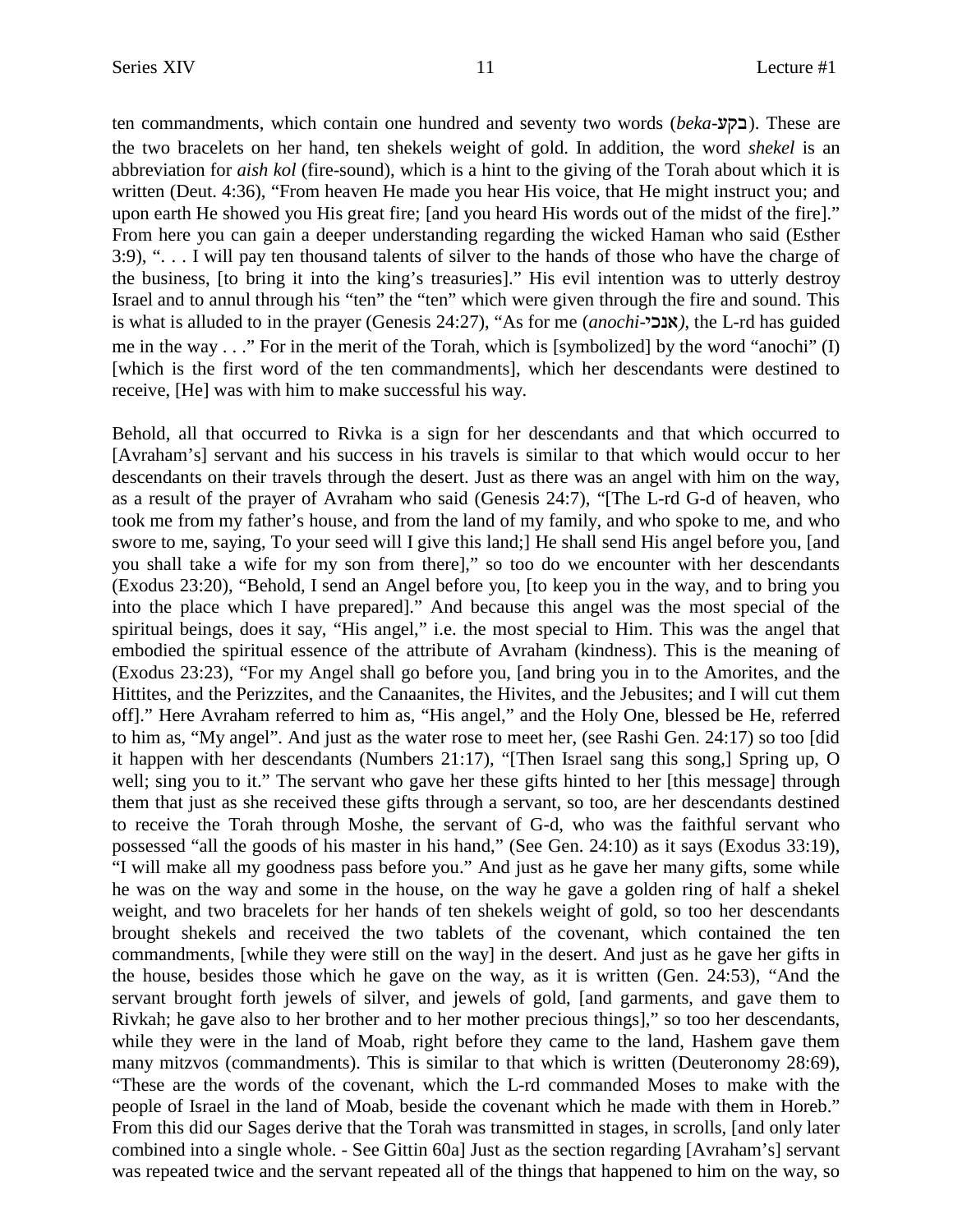ten commandments, which contain one hundred and seventy two words (*beka*-בקע). These are the two bracelets on her hand, ten shekels weight of gold. In addition, the word *shekel* is an abbreviation for *aish kol* (fire-sound), which is a hint to the giving of the Torah about which it is written (Deut. 4:36), "From heaven He made you hear His voice, that He might instruct you; and upon earth He showed you His great fire; [and you heard His words out of the midst of the fire]." From here you can gain a deeper understanding regarding the wicked Haman who said (Esther 3:9), ". . . I will pay ten thousand talents of silver to the hands of those who have the charge of the business, [to bring it into the king's treasuries]." His evil intention was to utterly destroy Israel and to annul through his "ten" the "ten" which were given through the fire and sound. This is what is alluded to in the prayer (Genesis 24:27), "As for me (*anochi*-אנכי*)*, the L-rd has guided me in the way . . ." For in the merit of the Torah, which is [symbolized] by the word "anochi" (I) [which is the first word of the ten commandments], which her descendants were destined to receive, [He] was with him to make successful his way.

Behold, all that occurred to Rivka is a sign for her descendants and that which occurred to [Avraham's] servant and his success in his travels is similar to that which would occur to her descendants on their travels through the desert. Just as there was an angel with him on the way, as a result of the prayer of Avraham who said (Genesis 24:7), "[The L-rd G-d of heaven, who took me from my father's house, and from the land of my family, and who spoke to me, and who swore to me, saying, To your seed will I give this land;] He shall send His angel before you, [and you shall take a wife for my son from there]," so too do we encounter with her descendants (Exodus 23:20), "Behold, I send an Angel before you, [to keep you in the way, and to bring you into the place which I have prepared]." And because this angel was the most special of the spiritual beings, does it say, "His angel," i.e. the most special to Him. This was the angel that embodied the spiritual essence of the attribute of Avraham (kindness). This is the meaning of (Exodus 23:23), "For my Angel shall go before you, [and bring you in to the Amorites, and the Hittites, and the Perizzites, and the Canaanites, the Hivites, and the Jebusites; and I will cut them off]." Here Avraham referred to him as, "His angel," and the Holy One, blessed be He, referred to him as, "My angel". And just as the water rose to meet her, (see Rashi Gen. 24:17) so too [did it happen with her descendants (Numbers 21:17), "[Then Israel sang this song,] Spring up, O well; sing you to it." The servant who gave her these gifts hinted to her [this message] through them that just as she received these gifts through a servant, so too, are her descendants destined to receive the Torah through Moshe, the servant of G-d, who was the faithful servant who possessed "all the goods of his master in his hand," (See Gen. 24:10) as it says (Exodus 33:19), "I will make all my goodness pass before you." And just as he gave her many gifts, some while he was on the way and some in the house, on the way he gave a golden ring of half a shekel weight, and two bracelets for her hands of ten shekels weight of gold, so too her descendants brought shekels and received the two tablets of the covenant, which contained the ten commandments, [while they were still on the way] in the desert. And just as he gave her gifts in the house, besides those which he gave on the way, as it is written (Gen. 24:53), "And the servant brought forth jewels of silver, and jewels of gold, [and garments, and gave them to Rivkah; he gave also to her brother and to her mother precious things]," so too her descendants, while they were in the land of Moab, right before they came to the land, Hashem gave them many mitzvos (commandments). This is similar to that which is written (Deuteronomy 28:69), "These are the words of the covenant, which the L-rd commanded Moses to make with the people of Israel in the land of Moab, beside the covenant which he made with them in Horeb." From this did our Sages derive that the Torah was transmitted in stages, in scrolls, [and only later combined into a single whole. - See Gittin 60a] Just as the section regarding [Avraham's] servant was repeated twice and the servant repeated all of the things that happened to him on the way, so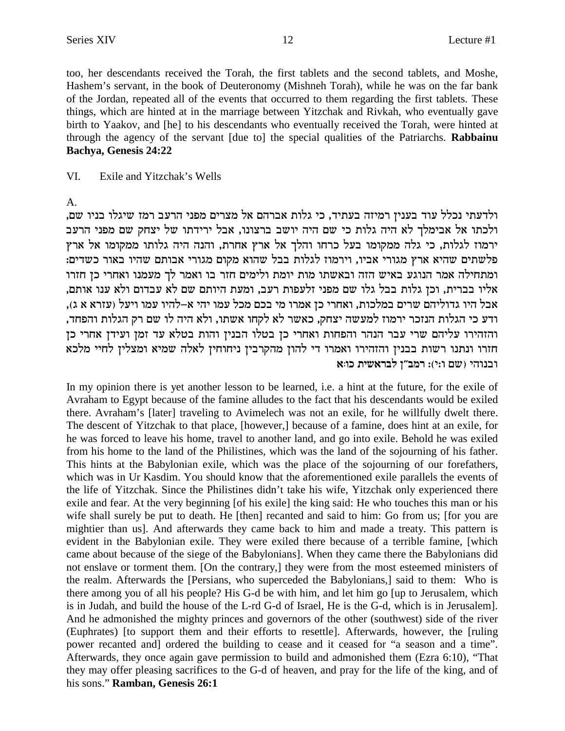too, her descendants received the Torah, the first tablets and the second tablets, and Moshe, Hashem's servant, in the book of Deuteronomy (Mishneh Torah), while he was on the far bank of the Jordan, repeated all of the events that occurred to them regarding the first tablets. These things, which are hinted at in the marriage between Yitzchak and Rivkah, who eventually gave birth to Yaakov, and [he] to his descendants who eventually received the Torah, were hinted at through the agency of the servant [due to] the special qualities of the Patriarchs. **Rabbainu Bachya, Genesis 24:22**

VI. Exile and Yitzchak's Wells

A.

ולדעתי נכלל עוד בענין רמיזה בעתיד, כי גלות אברהם אל מצרים מפני הרעב רמז שיגלו בניו שם, ולכתו אל אבימלך לא היה גלות כי שם היה יושב ברצונו, אבל ירידתו של יצחק שם מפני הרעב ירמוז לגלות, כי גלה ממקומו בעל כרחו והלך אל ארץ אחרת, והנה היה גלותו ממקומו אל ארץ פלשתים שהיא ארץ מגורי אביו, וירמוז לגלות בבל שהוא מקום מגורי אבותם שהיו באור כשדים: ומתחילה אמר הנוגע באיש הזה ובאשתו מות יומת ולימים חזר בו ואמר לך מעמנו ואחרי כן חזרו אליו בברית, וכן גלות בבל גלו שם מפני זלעפות רעב, ומעת היותם שם לא עבדום ולא ענו אותם, אבל היו גדוליהם שרים במלכות, ואחרי כן אמרו מי בכם מכל עמו יהי א-להיו עמו ויעל (עזרא א ג), ודע כי הגלות הנזכר ירמוז למעשה יצחק, כאשר לא לקחו אשתו, ולא היה לו שם רק הגלות והפחד, והזהירו עליהם שרי עבר הנהר והפחות ואחרי כן בטלו הבנין והות בטלא עד זמן ועידן אחרי כן חזרו ונתנו רשות בבנין והזהירו ואמרו די להון מהקרבין ניחוחין לאלה שמיא ומצלין לחיי מלכא ובנוהי (שם ו:י): **רמב"ן לבראשית כו:א**

In my opinion there is yet another lesson to be learned, i.e. a hint at the future, for the exile of Avraham to Egypt because of the famine alludes to the fact that his descendants would be exiled there. Avraham's [later] traveling to Avimelech was not an exile, for he willfully dwelt there. The descent of Yitzchak to that place, [however,] because of a famine, does hint at an exile, for he was forced to leave his home, travel to another land, and go into exile. Behold he was exiled from his home to the land of the Philistines, which was the land of the sojourning of his father. This hints at the Babylonian exile, which was the place of the sojourning of our forefathers, which was in Ur Kasdim. You should know that the aforementioned exile parallels the events of the life of Yitzchak. Since the Philistines didn't take his wife, Yitzchak only experienced there exile and fear. At the very beginning [of his exile] the king said: He who touches this man or his wife shall surely be put to death. He [then] recanted and said to him: Go from us; [for you are mightier than us]. And afterwards they came back to him and made a treaty. This pattern is evident in the Babylonian exile. They were exiled there because of a terrible famine, [which came about because of the siege of the Babylonians]. When they came there the Babylonians did not enslave or torment them. [On the contrary,] they were from the most esteemed ministers of the realm. Afterwards the [Persians, who superceded the Babylonians,] said to them: Who is there among you of all his people? His G-d be with him, and let him go [up to Jerusalem, which is in Judah, and build the house of the L-rd G-d of Israel, He is the G-d, which is in Jerusalem]. And he admonished the mighty princes and governors of the other (southwest) side of the river (Euphrates) [to support them and their efforts to resettle]. Afterwards, however, the [ruling power recanted and] ordered the building to cease and it ceased for "a season and a time". Afterwards, they once again gave permission to build and admonished them (Ezra 6:10), "That they may offer pleasing sacrifices to the G-d of heaven, and pray for the life of the king, and of his sons." **Ramban, Genesis 26:1**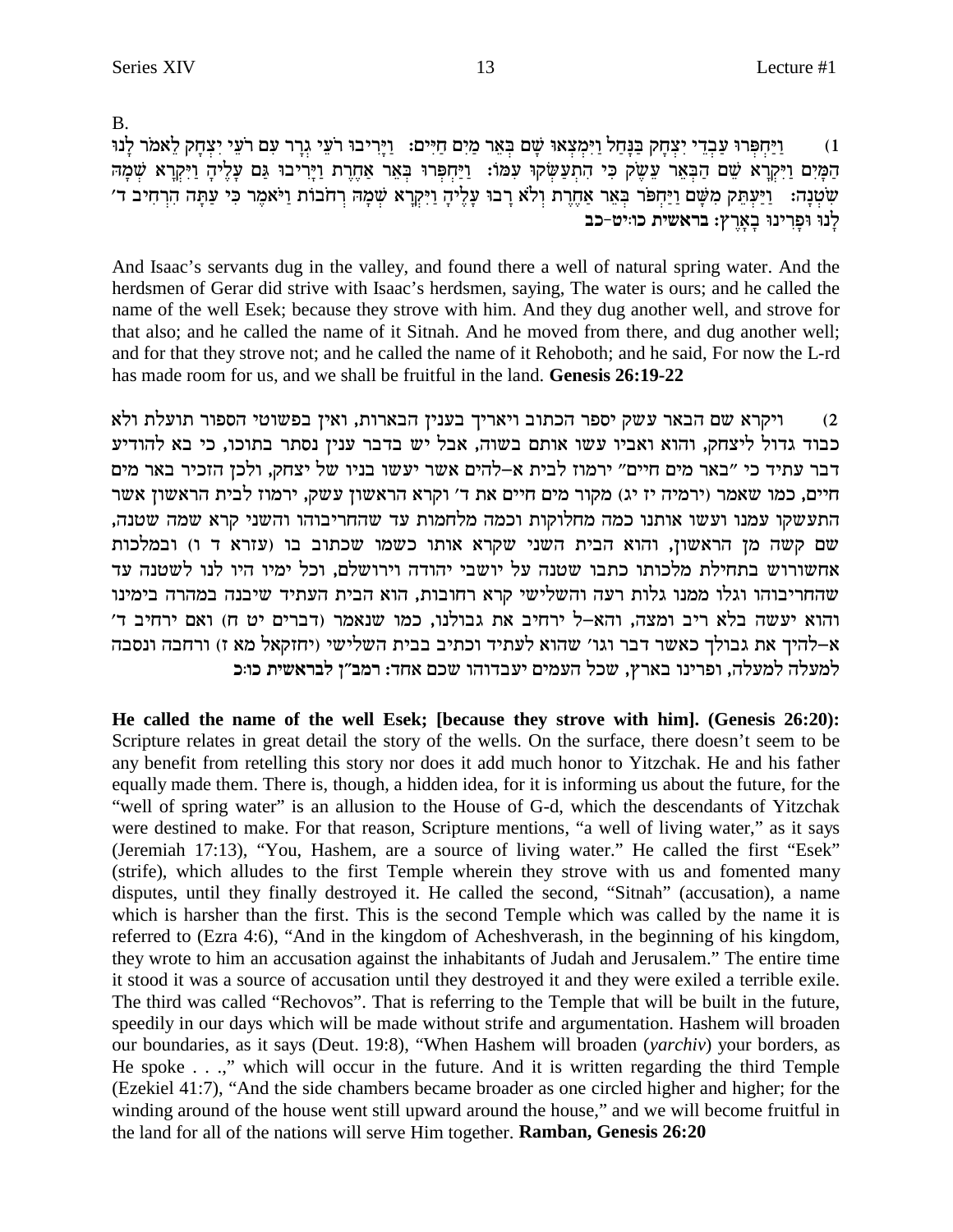B.

1) וַיַּחְפְּרוּ עַבְדֵי יִצְחָק בַּנָּחַל וַיִּמְצְאוּ שָׁם בְּאֵר מַיִם חַיִּים: וַיָּרִיבוּ רֹעֵי גְרָר עִם רֹעֵי יִצְחָק לֵאמֹר לָנוּ הַמָּיִם וַיִּקְרָא שֵׁם הַבְּאֵר עֵשֶׂק כִּי הִתְעַשְּׂקוּ עִמּוֹ: וַיַּחְפְּרוּ בְּאֵר אַחֶרֶת וַיָּרִיבוּ גַּם עָלֶיהָ וַיִּקְרָא שְׁמָהּ שִׂטְנָה: וַיַּעְתֵּק מִשָּׁם וַיַּחְפֹּר בְּאֵר אַחֶרֶת וְלֹא רָבוּ עָלֶיהָ וַיִּקְרָא שְׁמָהּ רְחֹבוֹת וַיֹּאמֶר כִּי עַתָּה הִרְחִיב ד׳ לָנוּ וּפָרִינוּ בָאָרֶץ: **בראשית כו:יט-כב**

And Isaac's servants dug in the valley, and found there a well of natural spring water. And the herdsmen of Gerar did strive with Isaac's herdsmen, saying, The water is ours; and he called the name of the well Esek; because they strove with him. And they dug another well, and strove for that also; and he called the name of it Sitnah. And he moved from there, and dug another well; and for that they strove not; and he called the name of it Rehoboth; and he said, For now the L-rd has made room for us, and we shall be fruitful in the land. **Genesis 26:19-22**

2) ויקרא שם הבאר עשק יספר הכתוב ויאריך בענין הבארות, ואין בפשוטי הספור תועלת ולא כבוד גדול ליצחק, והוא ואביו עשו אותם בשוה, אבל יש בדבר ענין נסתר בתוכו, כי בא להודיע דבר עתיד כי "באר מים חיים" ירמוז לבית א-להים אשר יעשו בניו של יצחק, ולכן הזכיר באר מים חיים, כמו שאמר (ירמיה יז יג) מקור מים חיים את ד׳ וקרא הראשון עשק, ירמוז לבית הראשון אשר התעשקו עמנו ועשו אותנו כמה מחלוקות וכמה מלחמות עד שהחריבוהו והשני קרא שמה שטנה, שם קשה מן הראשון, והוא הבית השני שקרא אותו כשמו שכתוב בו (עזרא ד ו) ובמלכות אחשורוש בתחילת מלכותו כתבו שטנה על יושבי יהודה וירושלם, וכל ימיו היו לנו לשטנה עד שהחריבוהו וגלו ממנו גלות רעה והשלישי קרא רחובות, הוא הבית העתיד שיבנה במהרה בימינו והוא יעשה בלא ריב ומצה, והא-ל ירחיב את גבולנו, כמו שנאמר (דברים יט ח) ואם ירחיב ד׳ א-להיך את גבולך כאשר דבר וגו׳ שהוא לעתיד וכתיב בבית השלישי (יחזקאל מא ז) ורחבה ונסבה למעלה למעלה, ופרינו בארץ, שכל העמים יעבדוהו שכם אחד: **רמב"ן לבראשית כו:כ**

**He called the name of the well Esek; [because they strove with him]. (Genesis 26:20):** Scripture relates in great detail the story of the wells. On the surface, there doesn't seem to be any benefit from retelling this story nor does it add much honor to Yitzchak. He and his father equally made them. There is, though, a hidden idea, for it is informing us about the future, for the "well of spring water" is an allusion to the House of G-d, which the descendants of Yitzchak were destined to make. For that reason, Scripture mentions, "a well of living water," as it says (Jeremiah 17:13), "You, Hashem, are a source of living water." He called the first "Esek" (strife), which alludes to the first Temple wherein they strove with us and fomented many disputes, until they finally destroyed it. He called the second, "Sitnah" (accusation), a name which is harsher than the first. This is the second Temple which was called by the name it is referred to (Ezra 4:6), "And in the kingdom of Acheshverash, in the beginning of his kingdom, they wrote to him an accusation against the inhabitants of Judah and Jerusalem." The entire time it stood it was a source of accusation until they destroyed it and they were exiled a terrible exile. The third was called "Rechovos". That is referring to the Temple that will be built in the future, speedily in our days which will be made without strife and argumentation. Hashem will broaden our boundaries, as it says (Deut. 19:8), "When Hashem will broaden (*yarchiv*) your borders, as He spoke . . .," which will occur in the future. And it is written regarding the third Temple (Ezekiel 41:7), "And the side chambers became broader as one circled higher and higher; for the winding around of the house went still upward around the house," and we will become fruitful in the land for all of the nations will serve Him together. **Ramban, Genesis 26:20**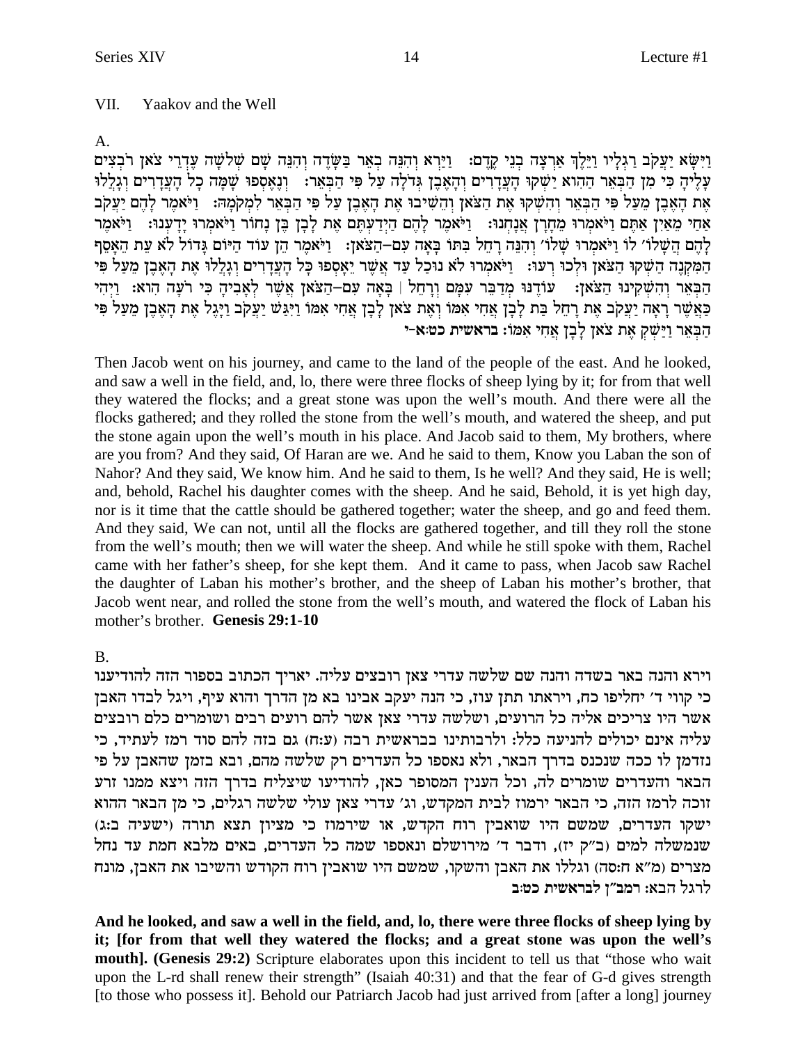## VII. Yaakov and the Well

A.

וַיִּשָּׂא יַעֲקֹב רַגְלָיו וַיֵּלֶךְ אַרְצָה בְנֵי קֶדֶם: וַיַּרְא וְהִנֵּה בְאֵר בַּשָּׂדֶה וְהִנֵּה שָׁם שְׁלֹשָׁה עֶדְרֵי צֹאן רֹבְצִים עָלֶיהָ כִּי מִן הַבְּאֵר הַהִוא יַשְׁקוּ הָעֲדָרִים וְהָאֶבֶן גְּדֹלָה עַל פִּי הַבְּאֵר: וְנֶאֶסְפוּ שָׁמָּה כָל הָעֲדָרִים וְגָלֲלוּ אֶת הָאֶבֶן מֵעַל פִּי הַבְּאֵר וְהִשְׁקוּ אֶת הַצֹּאן וְהֵשִׁיבוּ אֶת הָאֶבֶן עַל פִּי הַבְּאֵר לִמְקֹמָהּ: וַיֹּאמֶר לָהֶם יַעֲקֹב אַחַי מֵאַיִן אַתֶּם וַיֹּאמְרוּ מֵחָרָן אֲנָחְנוּ: וַיֹּאמֶר לָהֶם הַיְדַעְתֶּם אֶת לָבָן בֶּן נָחוֹר וַיֹּאמְרוּ יָדָעְנוּ: וַיֹּאמֶר לָהֶם הֲשָׁלוֹם לוֹ וַיֹּאמְרוּ שָׁלוֹם וְהִנֵּה רָחֵל בִּתּוֹ בָּאָה עִם-הַצֹּאן: וַיֹּאמֶר הֵן עוֹד הַיּוֹם גָּדוֹל לֹא עֵת הֵאָסֵף הַמִּקְנֶה הַשְׁקוּ הַצֹּאן וּלְכוּ רְעוּ: וַיֹּאמְרוּ לֹא נוּכַל עַד אֲשֶׁר יֵאָסְפוּ כָּל הָעֲדָרִים וְגָלְלוּ אֶת הָאֶבֶן מֵעַל פִּי הַבְּאֵר וְהִשְׁקִינוּ הַצֹּאן: עוֹדֶנּוּ מְדַבֵּר עִמָּם וְרָחֵל | בָּאָה עִם-הַצֹּאן אֲשֶׁר לְאָבִיהָ כִּי רֹעָה הִוא: וַיְהִי כַּאֲשֶׁר רָאָה יַעֲקֹב אֶת רָחֵל בַּת לָבָן אֲחִי אִמּוֹ וְאֶת צֹאן לָבָן אֲחִי אִמּוֹ וַיִּגַּשׁ יַעֲקֹב וַיָּגֶל אֶת הָאֶבֶן מֵעַל פִּי הַבְּאֵר וַיַּשְׁקְ אֶת צֹאן לָבָן אֲחִי אִמּוֹ: **בראשית כט:א-י**

Then Jacob went on his journey, and came to the land of the people of the east. And he looked, and saw a well in the field, and, lo, there were three flocks of sheep lying by it; for from that well they watered the flocks; and a great stone was upon the well's mouth. And there were all the flocks gathered; and they rolled the stone from the well's mouth, and watered the sheep, and put the stone again upon the well's mouth in his place. And Jacob said to them, My brothers, where are you from? And they said, Of Haran are we. And he said to them, Know you Laban the son of Nahor? And they said, We know him. And he said to them, Is he well? And they said, He is well; and, behold, Rachel his daughter comes with the sheep. And he said, Behold, it is yet high day, nor is it time that the cattle should be gathered together; water the sheep, and go and feed them. And they said, We can not, until all the flocks are gathered together, and till they roll the stone from the well's mouth; then we will water the sheep. And while he still spoke with them, Rachel came with her father's sheep, for she kept them. And it came to pass, when Jacob saw Rachel the daughter of Laban his mother's brother, and the sheep of Laban his mother's brother, that Jacob went near, and rolled the stone from the well's mouth, and watered the flock of Laban his mother's brother. **Genesis 29:1-10**

B.

וירא והנה באר בשדה והנה שם שלשה עדרי צאן רובצים עליה. יאריך הכתוב בספור הזה להודיענו כי קווי ד' יחליפו כח, ויראתו תתן עוז, כי הנה יעקב אבינו בא מן הדרך והוא עיף, ויגל לבדו האבן אשר היו צריכים אליה כל הרועים, ושלשה עדרי צאן אשר להם רועים רבים ושומרים כלם רובצים עליה אינם יכולים להניעה כלל: ולרבותינו בבראשית רבה (ע:ח) גם בזה להם סוד רמז לעתיד, כי נזדמן לו ככה שנכנס בדרך הבאר, ולא נאספו כל העדרים רק שלשה מהם, ובא בזמן שהאבן על פי הבאר והעדרים שומרים לה, וכל הענין המסופר כאן, להודיעו שיצליח בדרך הזה ויצא ממנו זרע זוכה לרמז הזה, כי הבאר ירמוז לבית המקדש, וג' עדרי צאן עולי שלשה רגלים, כי מן הבאר ההוא ישקו העדרים, שמשם היו שואבין רוח הקדש, או שירמוז כי מציון תצא תורה (ישעיה ב:ג) שנמשלה למים (ב"ק יז), ודבר ד' מירושלם ונאספו שמה כל העדרים, באים מלבא חמת עד נחל מצרים (מ"א ח:סה) וגללו את האבן והשקו, שמשם היו שואבין רוח הקודש והשיבו את האבן, מונח לרגל הבא: **רמב"ן לבראשית כט:ב**

**And he looked, and saw a well in the field, and, lo, there were three flocks of sheep lying by it; [for from that well they watered the flocks; and a great stone was upon the well's mouth]. (Genesis 29:2)** Scripture elaborates upon this incident to tell us that "those who wait upon the L-rd shall renew their strength" (Isaiah 40:31) and that the fear of G-d gives strength [to those who possess it]. Behold our Patriarch Jacob had just arrived from [after a long] journey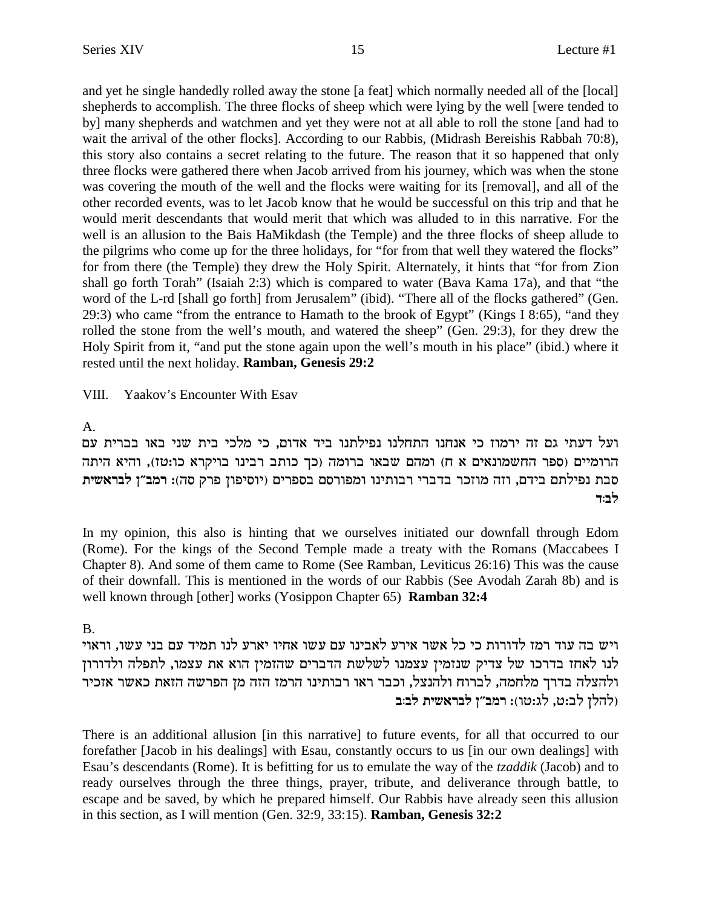and yet he single handedly rolled away the stone [a feat] which normally needed all of the [local] shepherds to accomplish. The three flocks of sheep which were lying by the well [were tended to by] many shepherds and watchmen and yet they were not at all able to roll the stone [and had to wait the arrival of the other flocks]. According to our Rabbis, (Midrash Bereishis Rabbah 70:8), this story also contains a secret relating to the future. The reason that it so happened that only three flocks were gathered there when Jacob arrived from his journey, which was when the stone was covering the mouth of the well and the flocks were waiting for its [removal], and all of the other recorded events, was to let Jacob know that he would be successful on this trip and that he would merit descendants that would merit that which was alluded to in this narrative. For the well is an allusion to the Bais HaMikdash (the Temple) and the three flocks of sheep allude to the pilgrims who come up for the three holidays, for "for from that well they watered the flocks" for from there (the Temple) they drew the Holy Spirit. Alternately, it hints that "for from Zion shall go forth Torah" (Isaiah 2:3) which is compared to water (Bava Kama 17a), and that "the word of the L-rd [shall go forth] from Jerusalem" (ibid). "There all of the flocks gathered" (Gen. 29:3) who came "from the entrance to Hamath to the brook of Egypt" (Kings I 8:65), "and they rolled the stone from the well's mouth, and watered the sheep" (Gen. 29:3), for they drew the Holy Spirit from it, "and put the stone again upon the well's mouth in his place" (ibid.) where it rested until the next holiday. **Ramban, Genesis 29:2**

VIII. Yaakov's Encounter With Esav

A.

**ועל דעתי גם זה ירמוז כי אנחנו התחלנו נפילתנו ביד אדום, כי מלכי בית שני באו בברית עם הרומיים** (ספר החשמונאים א ח) **ומהם שבאו ברומה** (כך כותב רבינו בויקרא כו:טז), **והיא היתה סבת נפילתם בידם, וזה מוזכר בדברי רבותינו ומפורסם בספרים** (יוסיפון פרק סה): **רמב"ן לבראשית לב:ד**

In my opinion, this also is hinting that we ourselves initiated our downfall through Edom (Rome). For the kings of the Second Temple made a treaty with the Romans (Maccabees I Chapter 8). And some of them came to Rome (See Ramban, Leviticus 26:16) This was the cause of their downfall. This is mentioned in the words of our Rabbis (See Avodah Zarah 8b) and is well known through [other] works (Yosippon Chapter 65) **Ramban 32:4**

B.

**ויש בה עוד רמז לדורות כי כל אשר אירע לאבינו עם עשו אחיו יארע לנו תמיד עם בני עשו, וראוי לנו לאחז בדרכו של צדיק שנזמין עצמנו לשלשת הדברים שהזמין הוא את עצמו, לתפלה ולדורון ולהצלה בדרך מלחמה, לברוח ולהנצל, וכבר ראו רבותינו הרמז הזה מן הפרשה הזאת כאשר אזכיר** (להלן לב:ט, לג:טו): **רמב"ן לבראשית לב:ב**

There is an additional allusion [in this narrative] to future events, for all that occurred to our forefather [Jacob in his dealings] with Esau, constantly occurs to us [in our own dealings] with Esau's descendants (Rome). It is befitting for us to emulate the way of the *tzaddik* (Jacob) and to ready ourselves through the three things, prayer, tribute, and deliverance through battle, to escape and be saved, by which he prepared himself. Our Rabbis have already seen this allusion in this section, as I will mention (Gen. 32:9, 33:15). **Ramban, Genesis 32:2**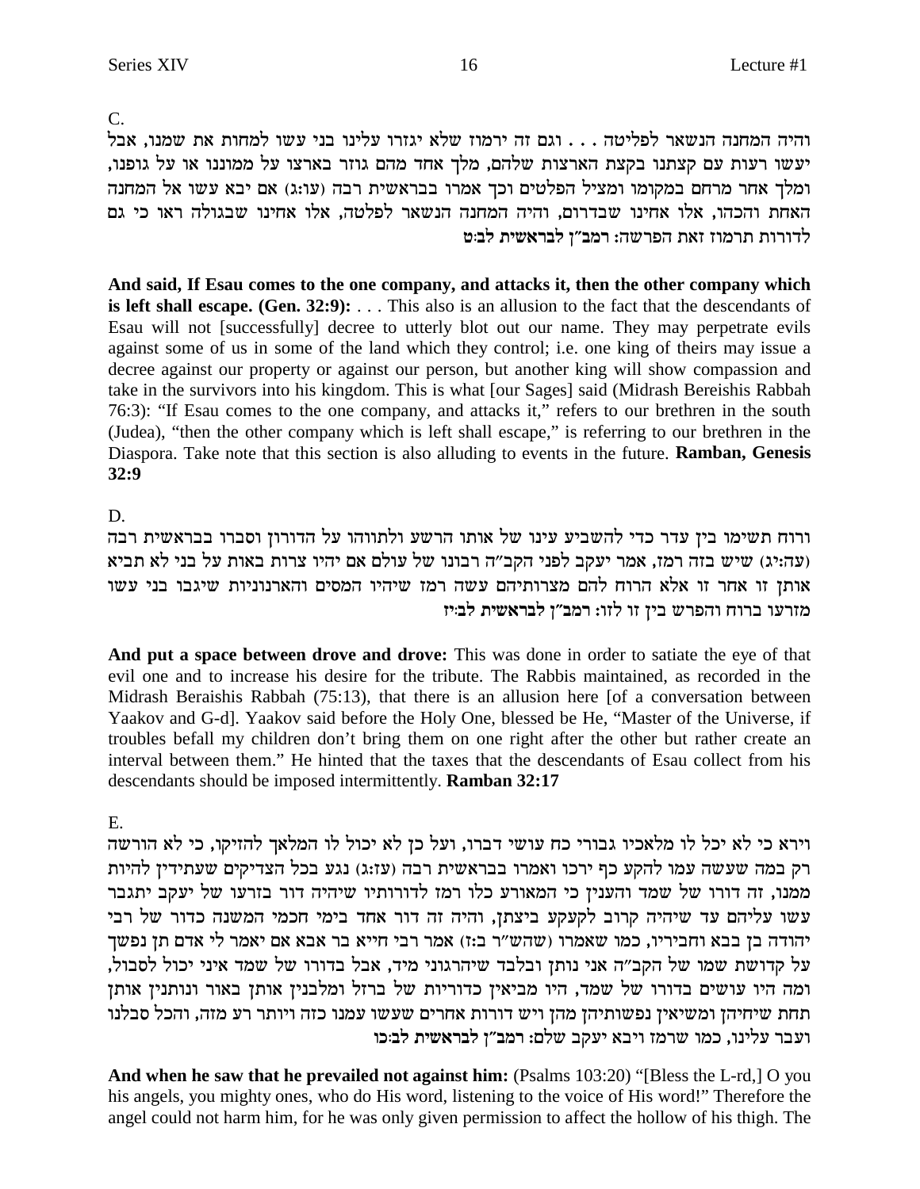C.

והיה המחנה הנשאר לפליטה . . . וגם זה ירמוז שלא יגזרו עלינו בני עשו למחות את שמנו, אבל יעשו רעות עם קצתנו בקצת הארצות שלהם, מלך אחד מהם גוזר בארצו על ממוננו או על גופנו, ומלך אחר מרחם במקומו ומציל הפלטים וכך אמרו בבראשית רבה (עו:ג) אם יבא עשו אל המחנה האחת והכהו, אלו אחינו שבדרום, והיה המחנה הנשאר לפלטה, אלו אחינו שבגולה ראו כי גם לדורות תרמוז זאת הפרשה: **רמב"ן לבראשית לב:ט**

**And said, If Esau comes to the one company, and attacks it, then the other company which is left shall escape. (Gen. 32:9):** . . . This also is an allusion to the fact that the descendants of Esau will not [successfully] decree to utterly blot out our name. They may perpetrate evils against some of us in some of the land which they control; i.e. one king of theirs may issue a decree against our property or against our person, but another king will show compassion and take in the survivors into his kingdom. This is what [our Sages] said (Midrash Bereishis Rabbah 76:3): "If Esau comes to the one company, and attacks it," refers to our brethren in the south (Judea), "then the other company which is left shall escape," is referring to our brethren in the Diaspora. Take note that this section is also alluding to events in the future. **Ramban, Genesis 32:9**

D.

ורוח תשימו בין עדר כדי להשביע עינו של אותו הרשע ולתווהו על הדורון וסברו בבראשית רבה (עה:יג) שיש בזה רמז, אמר יעקב לפני הקב"ה רבונו של עולם אם יהיו צרות באות על בני לא תביא אותן זו אחר זו אלא הרוח להם מצרותיהם עשה רמז שיהיו המסים והארנוניות שיגבו בני עשו מזרעו ברוח והפרש בין זו לזו: **רמב"ן לבראשית לב:יז**

**And put a space between drove and drove:** This was done in order to satiate the eye of that evil one and to increase his desire for the tribute. The Rabbis maintained, as recorded in the Midrash Beraishis Rabbah (75:13), that there is an allusion here [of a conversation between Yaakov and G-d]. Yaakov said before the Holy One, blessed be He, "Master of the Universe, if troubles befall my children don't bring them on one right after the other but rather create an interval between them." He hinted that the taxes that the descendants of Esau collect from his descendants should be imposed intermittently. **Ramban 32:17**

E.

וירא כי לא יכל לו מלאכיו גבורי כח עושי דברו, ועל כן לא יכול לו המלאך להזיקו, כי לא הורשה רק במה שעשה עמו להקע כף ירכו ואמרו בבראשית רבה (עז:ג) נגע בכל הצדיקים שעתידין להיות ממנו, זה דורו של שמד והענין כי המאורע כלו רמז לדורותיו כי יהיה דור בזרעו של יעקב יתגבר עשו עליהם עד שיהיה קרוב לקעקע ביצתן, והיה זה דור אחד בימי חכמי המשנה כדור של רבי יהודה בן בבא וחביריו, כמו שאמרו (שהש"ר ב:ז) אמר רבי חייא בר אבא אם יאמר לי אדם תן נפשך על קדושת שמו של הקב"ה אני נותן ובלבד שיהרגוני מיד, אבל בדורו של שמד איני יכול לסבול, ומה היו עושים בדורו של שמד, היו מביאין כדוריות של ברזל ומלבנין אותן באור ונותנין אותן תחת שיחיהן ומשיאין נפשותיהן מהן ויש דורות אחרים שעשו עמנו כזה ויותר רע מזה, והכל סבלנו ועבר עלינו, כמו שרמז ויבא יעקב שלם: **רמב"ן לבראשית לב:כו**

**And when he saw that he prevailed not against him:** (Psalms 103:20) "[Bless the L-rd,] O you his angels, you mighty ones, who do His word, listening to the voice of His word!" Therefore the angel could not harm him, for he was only given permission to affect the hollow of his thigh. The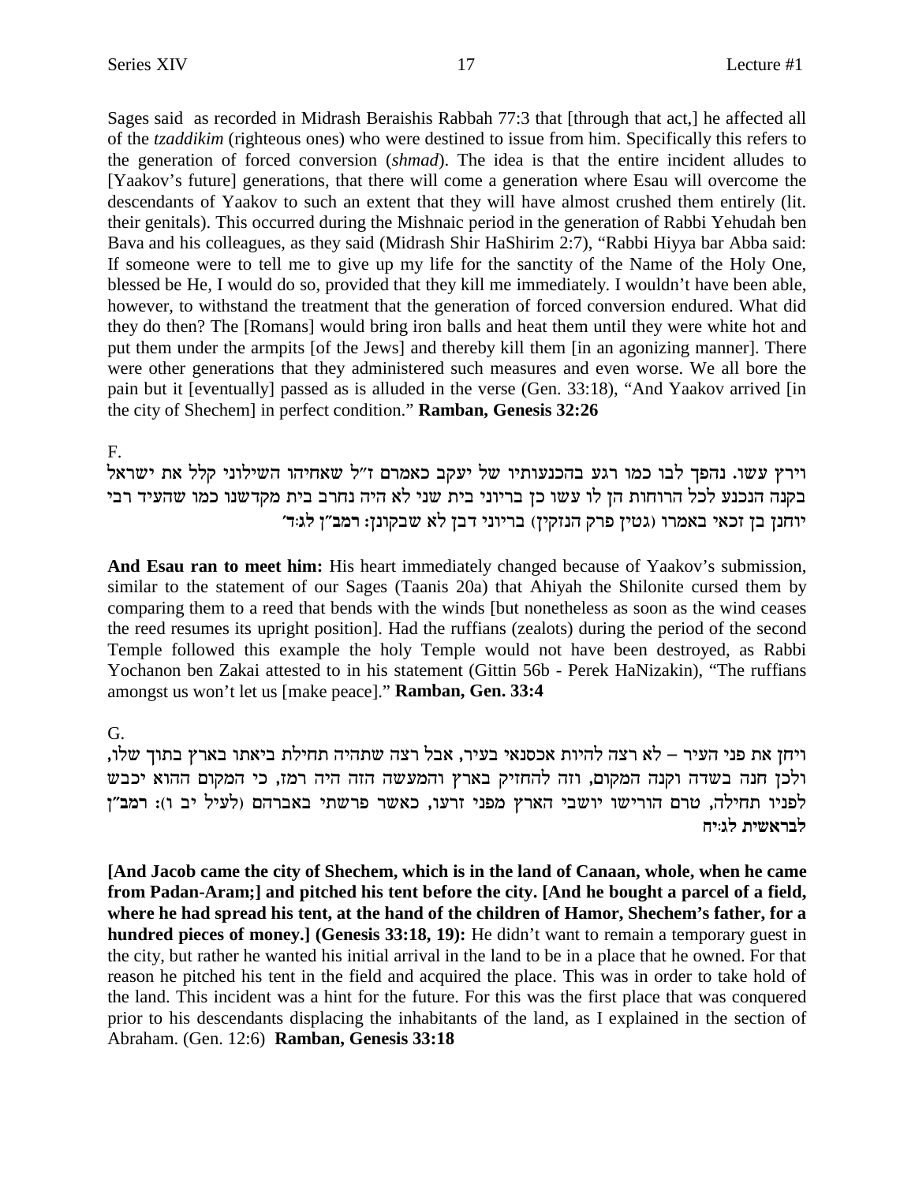Sages said as recorded in Midrash Beraishis Rabbah 77:3 that [through that act,] he affected all of the *tzaddikim* (righteous ones) who were destined to issue from him. Specifically this refers to the generation of forced conversion (*shmad*). The idea is that the entire incident alludes to [Yaakov's future] generations, that there will come a generation where Esau will overcome the descendants of Yaakov to such an extent that they will have almost crushed them entirely (lit. their genitals). This occurred during the Mishnaic period in the generation of Rabbi Yehudah ben Bava and his colleagues, as they said (Midrash Shir HaShirim 2:7), "Rabbi Hiyya bar Abba said: If someone were to tell me to give up my life for the sanctity of the Name of the Holy One, blessed be He, I would do so, provided that they kill me immediately. I wouldn't have been able, however, to withstand the treatment that the generation of forced conversion endured. What did they do then? The [Romans] would bring iron balls and heat them until they were white hot and put them under the armpits [of the Jews] and thereby kill them [in an agonizing manner]. There were other generations that they administered such measures and even worse. We all bore the pain but it [eventually] passed as is alluded in the verse (Gen. 33:18), "And Yaakov arrived [in the city of Shechem] in perfect condition." **Ramban, Genesis 32:26**

F.

וירץ עשו. נהפך לבו כמו רגע בהכנעותיו של יעקב כאמרם ז"ל שאחיהו השילוני קלל את ישראל בקנה הנכנע לכל הרוחות הן לו עשו כן בריוני בית שני לא היה נחרב בית מקדשנו כמו שהעיד רבי יוחנן בן זכאי באמרו (גטין פרק הנזקין) בריוני דבן לא שבקונן: רמב"ן לג:ד'

**And Esau ran to meet him:** His heart immediately changed because of Yaakov's submission, similar to the statement of our Sages (Taanis 20a) that Ahiyah the Shilonite cursed them by comparing them to a reed that bends with the winds [but nonetheless as soon as the wind ceases the reed resumes its upright position]. Had the ruffians (zealots) during the period of the second Temple followed this example the holy Temple would not have been destroyed, as Rabbi Yochanon ben Zakai attested to in his statement (Gittin 56b - Perek HaNizakin), "The ruffians amongst us won't let us [make peace]." **Ramban, Gen. 33:4**

G.

ויחן את פני העיר – לא רצה להיות אכסנאי בעיר, אבל רצה שתהיה תחילת ביאתו בארץ בתוך שלו, ולכן חנה בשדה וקנה המקום, וזה להחזיק בארץ והמעשה הזה היה רמז, כי המקום ההוא יכבש לפניו תחילה, טרם הורישו יושבי הארץ מפני זרעו, כאשר פרשתי באברהם (לעיל יב ו): רמב"ן **לבראשית לג:יח**

**[And Jacob came the city of Shechem, which is in the land of Canaan, whole, when he came from Padan-Aram;] and pitched his tent before the city. [And he bought a parcel of a field, where he had spread his tent, at the hand of the children of Hamor, Shechem's father, for a hundred pieces of money.] (Genesis 33:18, 19):** He didn't want to remain a temporary guest in the city, but rather he wanted his initial arrival in the land to be in a place that he owned. For that reason he pitched his tent in the field and acquired the place. This was in order to take hold of the land. This incident was a hint for the future. For this was the first place that was conquered prior to his descendants displacing the inhabitants of the land, as I explained in the section of Abraham. (Gen. 12:6) **Ramban, Genesis 33:18**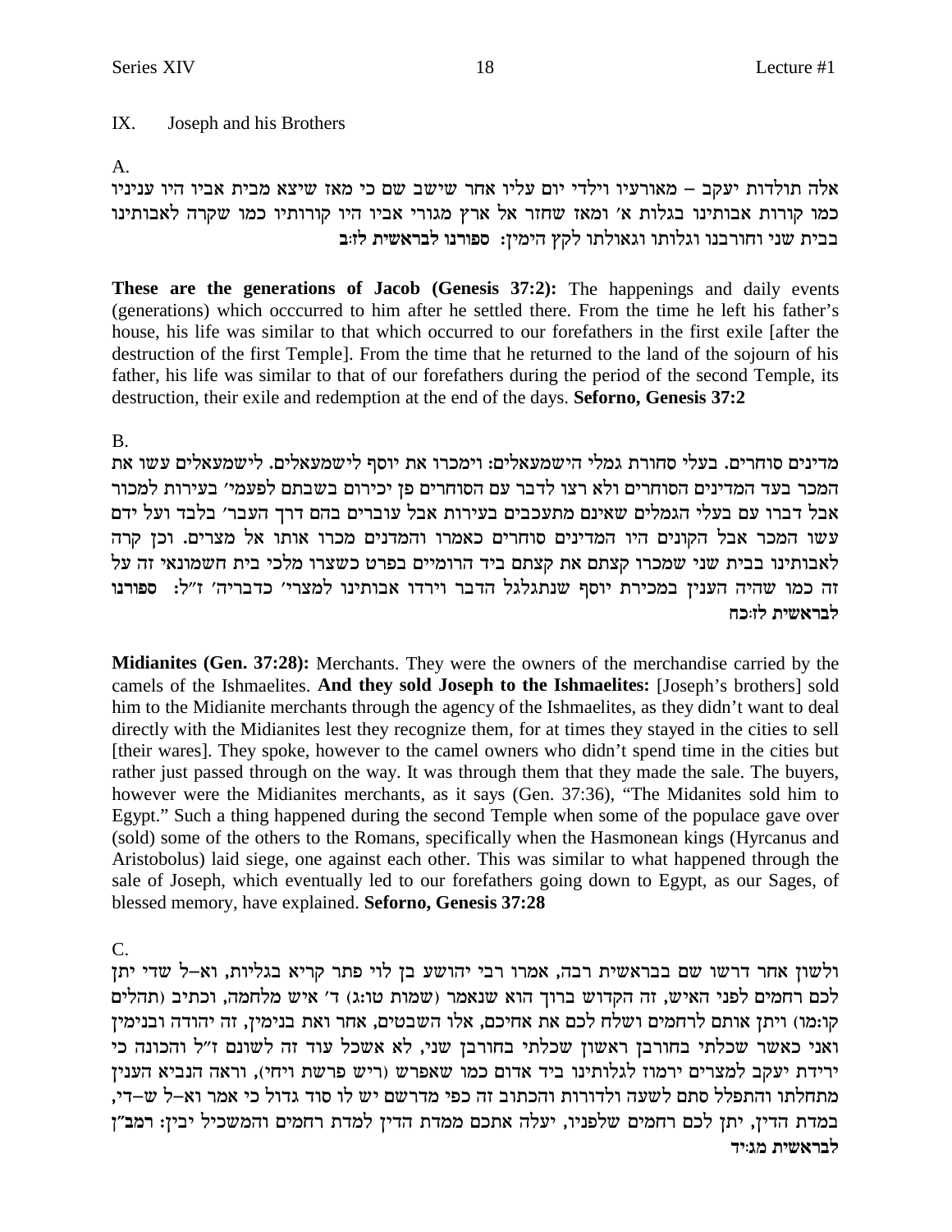## IX. Joseph and his Brothers

A.

אלה תולדות יעקב – מאורעיו וילדי יום עליו אחר שישב שם כי מאז שיצא מבית אביו היו עניניו כמו קורות אבותינו בגלות א' ומאז שחזר אל ארץ מגורי אביו היו קורותיו כמו שקרה לאבותינו בבית שני וחורבנו וגלותו וגאולתו לקץ הימין: **ספורנו לבראשית לז:ב**

**These are the generations of Jacob (Genesis 37:2):** The happenings and daily events (generations) which occcurred to him after he settled there. From the time he left his father's house, his life was similar to that which occurred to our forefathers in the first exile [after the destruction of the first Temple]. From the time that he returned to the land of the sojourn of his father, his life was similar to that of our forefathers during the period of the second Temple, its destruction, their exile and redemption at the end of the days. **Seforno, Genesis 37:2**

B.

מדינים סוחרים. בעלי סחורת גמלי הישמעאלים: וימכרו את יוסף לישמעאלים. לישמעאלים עשו את המכר בעד המדינים הסוחרים ולא רצו לדבר עם הסוחרים פן יכירום בשבתם לפעמי' בעירות למכור אבל דברו עם בעלי הגמלים שאינם מתעכבים בעירות אבל עוברים בהם דרך העבר' בלבד ועל ידם עשו המכר אבל הקונים היו המדינים סוחרים כאמרו והמדנים מכרו אותו אל מצרים. וכן קרה לאבותינו בבית שני שמכרו קצתם את קצתם ביד הרומיים בפרט כשצרו מלכי בית חשמונאי זה על זה כמו שהיה הענין במכירת יוסף שנתגלגל הדבר וירדו אבותינו למצרי' כדבריה' ז"ל: **ספורנו לבראשית לז:כח**

**Midianites (Gen. 37:28):** Merchants. They were the owners of the merchandise carried by the camels of the Ishmaelites. **And they sold Joseph to the Ishmaelites:** [Joseph's brothers] sold him to the Midianite merchants through the agency of the Ishmaelites, as they didn't want to deal directly with the Midianites lest they recognize them, for at times they stayed in the cities to sell [their wares]. They spoke, however to the camel owners who didn't spend time in the cities but rather just passed through on the way. It was through them that they made the sale. The buyers, however were the Midianites merchants, as it says (Gen. 37:36), "The Midanites sold him to Egypt." Such a thing happened during the second Temple when some of the populace gave over (sold) some of the others to the Romans, specifically when the Hasmonean kings (Hyrcanus and Aristobolus) laid siege, one against each other. This was similar to what happened through the sale of Joseph, which eventually led to our forefathers going down to Egypt, as our Sages, of blessed memory, have explained. **Seforno, Genesis 37:28**

C.

ולשון אחר דרשו שם בבראשית רבה, אמרו רבי יהושע בן לוי פתר קריא בגליות, וא–ל שדי יתן לכם רחמים לפני האיש, זה הקדוש ברוך הוא שנאמר (שמות טו:ג) ד' איש מלחמה, וכתיב (תהלים קו:מו) ויתן אותם לרחמים ושלח לכם את אחיכם, אלו השבטים, אחר ואת בנימין, זה יהודה ובנימין ואני כאשר שכלתי שכלתי בחורבן ראשון שכלתי בחורבן שני, לא אשכל עוד זה לשונם ז"ל והכונה כי ירידת יעקב למצרים ירמוז לגלותינו ביד אדום כמו שאפרש (ריש פרשת ויחי), וראה הנביא הענין מתחלתו והתפלל סתם לשעה ולדורות והכתוב זה כפי מדרשם יש לו סוד גדול כי אמר וא–ל ש–די, במדת הדין, יתן לכם רחמים שלפניו, יעלה אתכם ממדת הדין למדת רחמים והמשכיל יבין: **רמב"ן לבראשית מג:יד**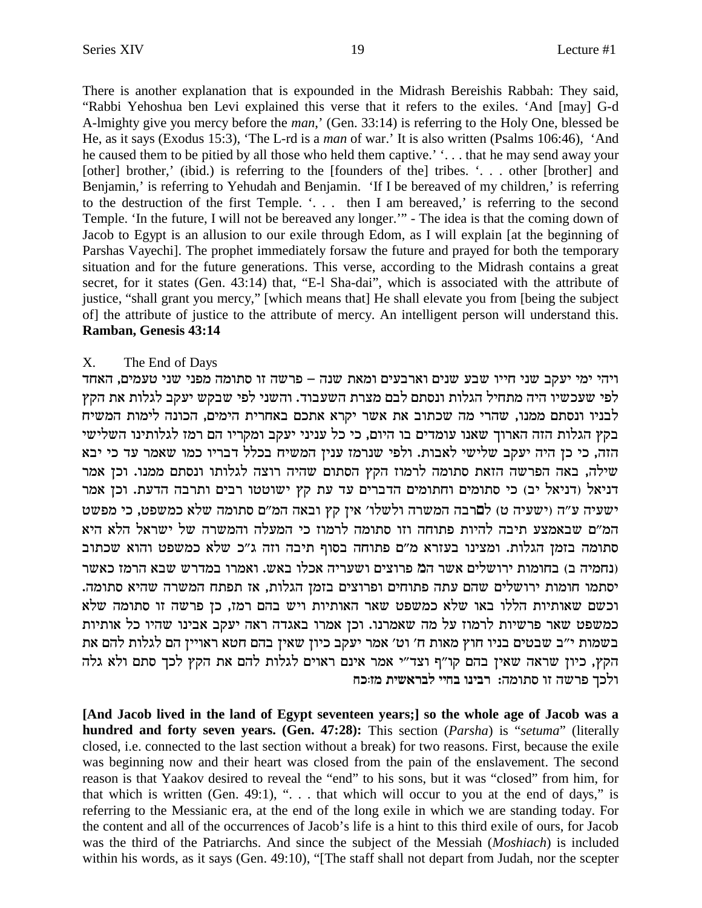There is another explanation that is expounded in the Midrash Bereishis Rabbah: They said, "Rabbi Yehoshua ben Levi explained this verse that it refers to the exiles. 'And [may] G-d A-lmighty give you mercy before the *man*,' (Gen. 33:14) is referring to the Holy One, blessed be He, as it says (Exodus 15:3), 'The L-rd is a *man* of war.' It is also written (Psalms 106:46), 'And he caused them to be pitied by all those who held them captive.' '. . . that he may send away your [other] brother,' (ibid.) is referring to the [founders of the] tribes. '. . . other [brother] and Benjamin,' is referring to Yehudah and Benjamin. 'If I be bereaved of my children,' is referring to the destruction of the first Temple. '. . . then I am bereaved,' is referring to the second Temple. 'In the future, I will not be bereaved any longer.'" - The idea is that the coming down of Jacob to Egypt is an allusion to our exile through Edom, as I will explain [at the beginning of Parshas Vayechi]. The prophet immediately forsaw the future and prayed for both the temporary situation and for the future generations. This verse, according to the Midrash contains a great secret, for it states (Gen. 43:14) that, "E-l Sha-dai", which is associated with the attribute of justice, "shall grant you mercy," [which means that] He shall elevate you from [being the subject of] the attribute of justice to the attribute of mercy. An intelligent person will understand this. **Ramban, Genesis 43:14**

## X. The End of Days

ויהי ימי יעקב שני חייו שבע שנים וארבעים ומאת שנה – פרשה זו סתומה מפני שני טעמים, האחד לפי שעכשיו היה מתחיל הגלות ונסתם לבם מצרת השעבוד. והשני לפי שבקש יעקב לגלות את הקץ לבניו ונסתם ממנו, שהרי מה שכתוב את אשר יקרא אתכם באחרית הימים, הכונה לימות המשיח בקץ הגלות הזה הארוך שאנו עומדים בו היום, כי כל עניני יעקב ומקריו הם רמז לגלותינו השלישי הזה, כי כן היה יעקב שלישי לאבות. ולפי שנרמז ענין המשיח בכלל דבריו כמו שאמר עד כי יבא שילה, באה הפרשה הזאת סתומה לרמוז הקץ הסתום שהיה רוצה לגלותו ונסתם ממנו. וכן אמר דניאל (דניאל יב) כי סתומים וחתומים הדברים עד עת קץ ישוטטו רבים ותרבה הדעת. וכן אמר ישעיה ע"ה (ישעיה ט) למרבה המשרה ולשלו' אין קץ ובאה המ"ם סתומה שלא כמשפט, כי מפשט המ"ם שבאמצע תיבה להיות פתוחה וזו סתומה לרמוז כי המעלה והמשרה של ישראל הלא היא סתומה בזמן הגלות. ומצינו בעזרא מ"ם פתוחה בסוף תיבה וזה ג"כ שלא כמשפט והוא שכתוב (נחמיה ב) בחומות ירושלים אשר המ פרוצים ושעריה אכלו באש. ואמרו במדרש שבא הרמז כאשר יסתמו חומות ירושלים שהם עתה פתוחים ופרוצים בזמן הגלות, אז תפתח המשרה שהיא סתומה. וכשם שאותיות הללו באו שלא כמשפט שאר האותיות ויש בהם רמז, כן פרשה זו סתומה שלא כמשפט שאר פרשיות לרמוז על מה שאמרנו. וכן אמרו באגדה ראה יעקב אבינו שהיו כל אותיות בשמות י"ב שבטים בניו חוץ מאות ח' וט' אמר יעקב כיון שאין בהם חטא ראויין הם לגלות להם את הקץ, כיון שראה שאין בהם קו"ף וצד"י אמר אינם ראוים לגלות להם את הקץ לכך סתם ולא גלה ולכך פרשה זו סתומה: **רבינו בחיי לבראשית מז:כח**

**[And Jacob lived in the land of Egypt seventeen years;] so the whole age of Jacob was a hundred and forty seven years. (Gen. 47:28):** This section (*Parsha*) is "*setuma*" (literally closed, i.e. connected to the last section without a break) for two reasons. First, because the exile was beginning now and their heart was closed from the pain of the enslavement. The second reason is that Yaakov desired to reveal the "end" to his sons, but it was "closed" from him, for that which is written (Gen. 49:1), ". . . that which will occur to you at the end of days," is referring to the Messianic era, at the end of the long exile in which we are standing today. For the content and all of the occurrences of Jacob's life is a hint to this third exile of ours, for Jacob was the third of the Patriarchs. And since the subject of the Messiah (*Moshiach*) is included within his words, as it says (Gen. 49:10), "[The staff shall not depart from Judah, nor the scepter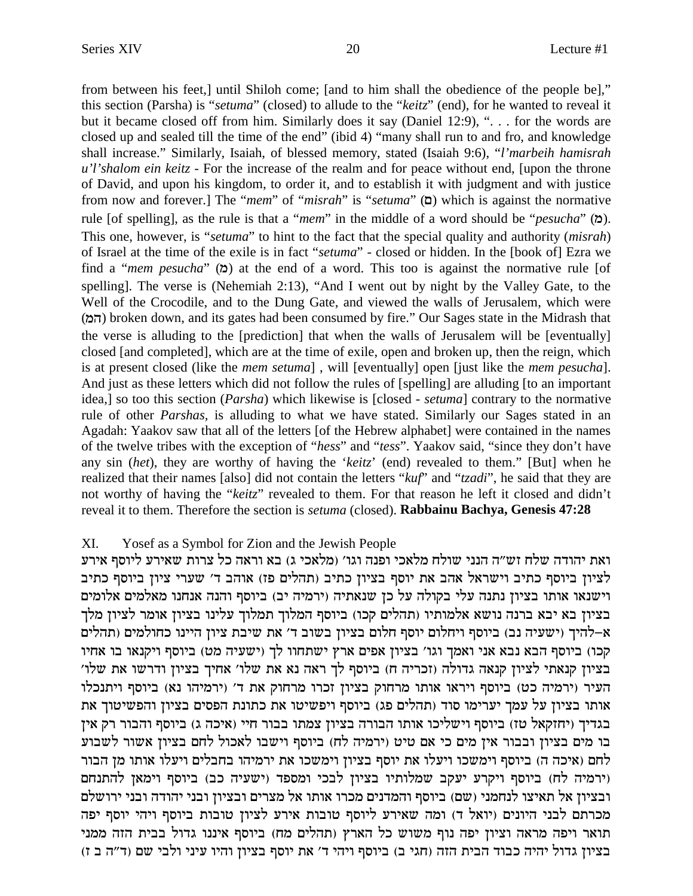from between his feet,] until Shiloh come; [and to him shall the obedience of the people be]," this section (Parsha) is "*setuma*" (closed) to allude to the "*keitz*" (end), for he wanted to reveal it but it became closed off from him. Similarly does it say (Daniel 12:9), ". . . for the words are closed up and sealed till the time of the end" (ibid 4) "many shall run to and fro, and knowledge shall increase." Similarly, Isaiah, of blessed memory, stated (Isaiah 9:6), "*l'marbeih hamisrah u'l'shalom ein keitz* - For the increase of the realm and for peace without end, [upon the throne of David, and upon his kingdom, to order it, and to establish it with judgment and with justice from now and forever.] The "*mem*" of "*misrah*" is "*setuma*" (ם) which is against the normative rule [of spelling], as the rule is that a "*mem*" in the middle of a word should be "*pesucha*" (מ). This one, however, is "*setuma*" to hint to the fact that the special quality and authority (*misrah*) of Israel at the time of the exile is in fact "*setuma*" - closed or hidden. In the [book of] Ezra we find a "*mem pesucha*" (מ) at the end of a word. This too is against the normative rule [of spelling]. The verse is (Nehemiah 2:13), "And I went out by night by the Valley Gate, to the Well of the Crocodile, and to the Dung Gate, and viewed the walls of Jerusalem, which were (המ) broken down, and its gates had been consumed by fire." Our Sages state in the Midrash that the verse is alluding to the [prediction] that when the walls of Jerusalem will be [eventually] closed [and completed], which are at the time of exile, open and broken up, then the reign, which is at present closed (like the *mem setuma*] , will [eventually] open [just like the *mem pesucha*]. And just as these letters which did not follow the rules of [spelling] are alluding [to an important idea,] so too this section (*Parsha*) which likewise is [closed - *setuma*] contrary to the normative rule of other *Parshas*, is alluding to what we have stated. Similarly our Sages stated in an Agadah: Yaakov saw that all of the letters [of the Hebrew alphabet] were contained in the names of the twelve tribes with the exception of "*hess*" and "*tess*". Yaakov said, "since they don't have any sin (*het*), they are worthy of having the '*keitz*' (end) revealed to them." [But] when he realized that their names [also] did not contain the letters "*kuf*" and "*tzadi*", he said that they are not worthy of having the "*keitz*" revealed to them. For that reason he left it closed and didn't reveal it to them. Therefore the section is *setuma* (closed). **Rabbainu Bachya, Genesis 47:28**

XI. Yosef as a Symbol for Zion and the Jewish People

ואת יהודה שלח זש"ה הנני שולח מלאכי ופנה וגו' (מלאכי ג) בא וראה כל צרות שאירע ליוסף אירע לציון ביוסף כתיב וישראל אהב את יוסף בציון כתיב (תהלים פז) אוהב ד' שערי ציון ביוסף כתיב וישנאו אותו בציון נתנה עלי בקולה על כן שנאתיה (ירמיה יב) ביוסף והנה אנחנו מאלמים אלומים בציון בא יבא ברנה נושא אלמותיו (תהלים קכו) ביוסף המלוך תמלוך עלינו בציון אומר לציון מלך א-להיך (ישעיה נב) ביוסף ויחלום יוסף חלום בציון בשוב ד' את שיבת ציון היינו כחולמים (תהלים קכו) ביוסף הבא נבא אני ואמך וגו' בציון אפים ארץ ישתחוו לך (ישעיה מט) ביוסף ויקנאו בו אחיו בציון קנאתי לציון קנאה גדולה (זכריה ח) ביוסף לך ראה נא את שלו' אחיך בציון ודרשו את שלו' העיר (ירמיה כט) ביוסף ויראו אותו מרחוק בציון זכרו מרחוק את ד' (ירמיהו נא) ביוסף ויתנכלו אותו בציון על עמך יערימו סוד (תהלים פג) ביוסף ויפשיטו את כתונת הפסים בציון והפשיטוך את בגדיך (יחזקאל טז) ביוסף וישליכו אותו הבורה בציון צמתו בבור חיי (איכה ג) ביוסף והבור רק אין בו מים בציון ובבור אין מים כי אם טיט (ירמיה לח) ביוסף וישבו לאכול לחם בציון אשור לשבוע לחם (איכה ה) ביוסף וימשכו ויעלו את יוסף בציון וימשכו את ירמיהו בחבלים ויעלו אותו מן הבור (ירמיה לח) ביוסף ויקרע יעקב שמלותיו בציון לבכי ומספד (ישעיה כב) ביוסף וימאן להתנחם ובציון אל תאיצו לנחמני (שם) ביוסף והמדנים מכרו אותו אל מצרים ובציון ובני יהודה ובני ירושלם מכרתם לבני היונים (יואל ד) ומה שאירע ליוסף טובות אירע לציון טובות ביוסף ויהי יוסף יפה תואר ויפה מראה וציון יפה נוף משוש כל הארץ (תהלים מח) ביוסף איננו גדול בבית הזה ממני בציון גדול יהיה כבוד הבית הזה (חגי ב) ביוסף ויהי ד' את יוסף בציון והיו עיני ולבי שם (ד"ה ב ז)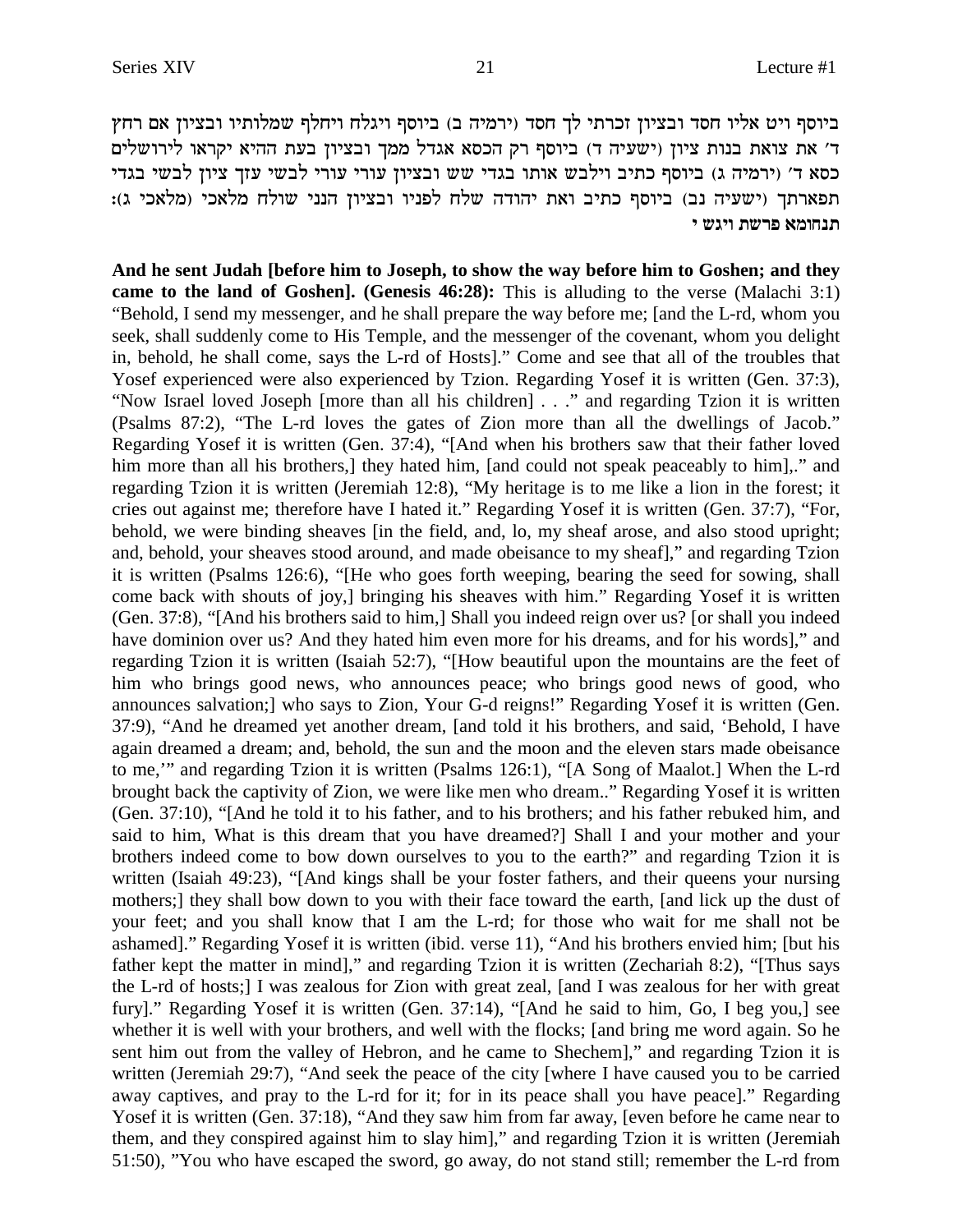ביוסף ויט אליו חסד ובציון זכרתי לך חסד (ירמיה ב) ביוסף ויגלח ויחלף שמלותיו ובציון אם רחץ ד׳ את צואת בנות ציון (ישעיה ד) ביוסף רק הכסא אגדל ממך ובציון בעת ההיא יקראו לירושלים כסא ד׳ (ירמיה ג) ביוסף כתיב וילבש אותו בגדי שש ובציון עורי עורי לבשי עזך ציון לבשי בגדי תפארתך (ישעיה נב) ביוסף כתיב ואת יהודה שלח לפניו ובציון הנני שולח מלאכי (מלאכי ג):
**תנחומא פרשת ויגש י**

**And he sent Judah [before him to Joseph, to show the way before him to Goshen; and they came to the land of Goshen]. (Genesis 46:28):** This is alluding to the verse (Malachi 3:1) "Behold, I send my messenger, and he shall prepare the way before me; [and the L-rd, whom you seek, shall suddenly come to His Temple, and the messenger of the covenant, whom you delight in, behold, he shall come, says the L-rd of Hosts]." Come and see that all of the troubles that Yosef experienced were also experienced by Tzion. Regarding Yosef it is written (Gen. 37:3), "Now Israel loved Joseph [more than all his children] . . ." and regarding Tzion it is written (Psalms 87:2), "The L-rd loves the gates of Zion more than all the dwellings of Jacob." Regarding Yosef it is written (Gen. 37:4), "[And when his brothers saw that their father loved him more than all his brothers,] they hated him, [and could not speak peaceably to him],." and regarding Tzion it is written (Jeremiah 12:8), "My heritage is to me like a lion in the forest; it cries out against me; therefore have I hated it." Regarding Yosef it is written (Gen. 37:7), "For, behold, we were binding sheaves [in the field, and, lo, my sheaf arose, and also stood upright; and, behold, your sheaves stood around, and made obeisance to my sheaf]," and regarding Tzion it is written (Psalms 126:6), "[He who goes forth weeping, bearing the seed for sowing, shall come back with shouts of joy,] bringing his sheaves with him." Regarding Yosef it is written (Gen. 37:8), "[And his brothers said to him,] Shall you indeed reign over us? [or shall you indeed have dominion over us? And they hated him even more for his dreams, and for his words]," and regarding Tzion it is written (Isaiah 52:7), "[How beautiful upon the mountains are the feet of him who brings good news, who announces peace; who brings good news of good, who announces salvation;] who says to Zion, Your G-d reigns!" Regarding Yosef it is written (Gen. 37:9), "And he dreamed yet another dream, [and told it his brothers, and said, 'Behold, I have again dreamed a dream; and, behold, the sun and the moon and the eleven stars made obeisance to me,'" and regarding Tzion it is written (Psalms 126:1), "[A Song of Maalot.] When the L-rd brought back the captivity of Zion, we were like men who dream.." Regarding Yosef it is written (Gen. 37:10), "[And he told it to his father, and to his brothers; and his father rebuked him, and said to him, What is this dream that you have dreamed?] Shall I and your mother and your brothers indeed come to bow down ourselves to you to the earth?" and regarding Tzion it is written (Isaiah 49:23), "[And kings shall be your foster fathers, and their queens your nursing mothers;] they shall bow down to you with their face toward the earth, [and lick up the dust of your feet; and you shall know that I am the L-rd; for those who wait for me shall not be ashamed]." Regarding Yosef it is written (ibid. verse 11), "And his brothers envied him; [but his father kept the matter in mind]," and regarding Tzion it is written (Zechariah 8:2), "[Thus says the L-rd of hosts;] I was zealous for Zion with great zeal, [and I was zealous for her with great fury]." Regarding Yosef it is written (Gen. 37:14), "[And he said to him, Go, I beg you,] see whether it is well with your brothers, and well with the flocks; [and bring me word again. So he sent him out from the valley of Hebron, and he came to Shechem]," and regarding Tzion it is written (Jeremiah 29:7), "And seek the peace of the city [where I have caused you to be carried away captives, and pray to the L-rd for it; for in its peace shall you have peace]." Regarding Yosef it is written (Gen. 37:18), "And they saw him from far away, [even before he came near to them, and they conspired against him to slay him]," and regarding Tzion it is written (Jeremiah 51:50), "You who have escaped the sword, go away, do not stand still; remember the L-rd from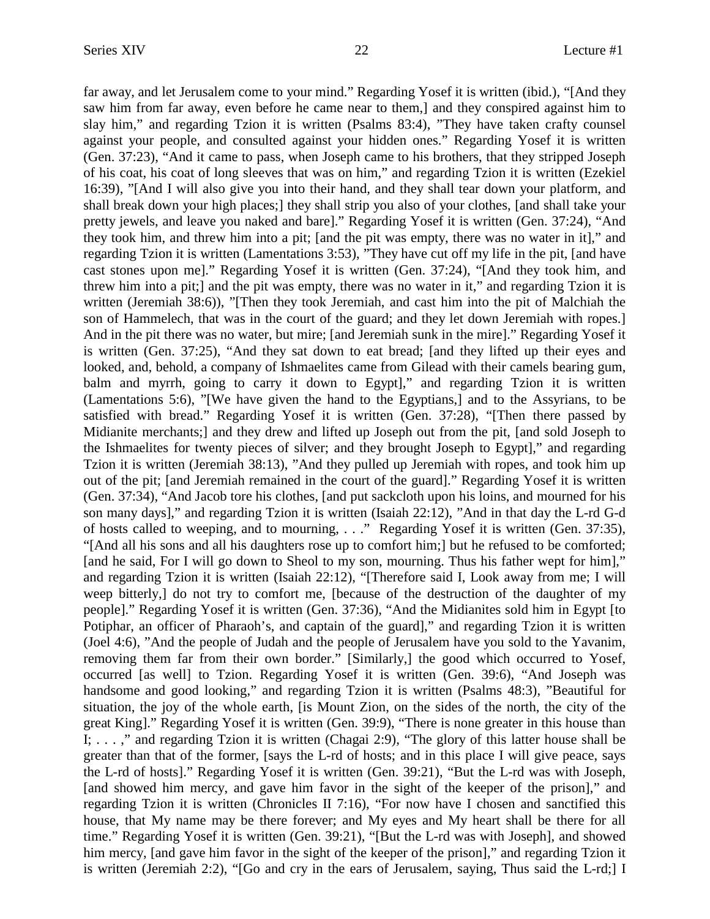far away, and let Jerusalem come to your mind." Regarding Yosef it is written (ibid.), "[And they saw him from far away, even before he came near to them,] and they conspired against him to slay him," and regarding Tzion it is written (Psalms 83:4), "They have taken crafty counsel against your people, and consulted against your hidden ones." Regarding Yosef it is written (Gen. 37:23), "And it came to pass, when Joseph came to his brothers, that they stripped Joseph of his coat, his coat of long sleeves that was on him," and regarding Tzion it is written (Ezekiel 16:39), "[And I will also give you into their hand, and they shall tear down your platform, and shall break down your high places;] they shall strip you also of your clothes, [and shall take your pretty jewels, and leave you naked and bare]." Regarding Yosef it is written (Gen. 37:24), "And they took him, and threw him into a pit; [and the pit was empty, there was no water in it]," and regarding Tzion it is written (Lamentations 3:53), "They have cut off my life in the pit, [and have cast stones upon me]." Regarding Yosef it is written (Gen. 37:24), "[And they took him, and threw him into a pit;] and the pit was empty, there was no water in it," and regarding Tzion it is written (Jeremiah 38:6)), "[Then they took Jeremiah, and cast him into the pit of Malchiah the son of Hammelech, that was in the court of the guard; and they let down Jeremiah with ropes.] And in the pit there was no water, but mire; [and Jeremiah sunk in the mire]." Regarding Yosef it is written (Gen. 37:25), "And they sat down to eat bread; [and they lifted up their eyes and looked, and, behold, a company of Ishmaelites came from Gilead with their camels bearing gum, balm and myrrh, going to carry it down to Egypt]," and regarding Tzion it is written (Lamentations 5:6), "[We have given the hand to the Egyptians,] and to the Assyrians, to be satisfied with bread." Regarding Yosef it is written (Gen. 37:28), "[Then there passed by Midianite merchants;] and they drew and lifted up Joseph out from the pit, [and sold Joseph to the Ishmaelites for twenty pieces of silver; and they brought Joseph to Egypt]," and regarding Tzion it is written (Jeremiah 38:13), "And they pulled up Jeremiah with ropes, and took him up out of the pit; [and Jeremiah remained in the court of the guard]." Regarding Yosef it is written (Gen. 37:34), "And Jacob tore his clothes, [and put sackcloth upon his loins, and mourned for his son many days]," and regarding Tzion it is written (Isaiah 22:12), "And in that day the L-rd G-d of hosts called to weeping, and to mourning, . . ." Regarding Yosef it is written (Gen. 37:35), "[And all his sons and all his daughters rose up to comfort him;] but he refused to be comforted; [and he said, For I will go down to Sheol to my son, mourning. Thus his father wept for him]," and regarding Tzion it is written (Isaiah 22:12), "[Therefore said I, Look away from me; I will weep bitterly,] do not try to comfort me, [because of the destruction of the daughter of my people]." Regarding Yosef it is written (Gen. 37:36), "And the Midianites sold him in Egypt [to Potiphar, an officer of Pharaoh's, and captain of the guard]," and regarding Tzion it is written (Joel 4:6), "And the people of Judah and the people of Jerusalem have you sold to the Yavanim, removing them far from their own border." [Similarly,] the good which occurred to Yosef, occurred [as well] to Tzion. Regarding Yosef it is written (Gen. 39:6), "And Joseph was handsome and good looking," and regarding Tzion it is written (Psalms 48:3), "Beautiful for situation, the joy of the whole earth, [is Mount Zion, on the sides of the north, the city of the great King]." Regarding Yosef it is written (Gen. 39:9), "There is none greater in this house than I; . . . ," and regarding Tzion it is written (Chagai 2:9), "The glory of this latter house shall be greater than that of the former, [says the L-rd of hosts; and in this place I will give peace, says the L-rd of hosts]." Regarding Yosef it is written (Gen. 39:21), "But the L-rd was with Joseph, [and showed him mercy, and gave him favor in the sight of the keeper of the prison]," and regarding Tzion it is written (Chronicles II 7:16), "For now have I chosen and sanctified this house, that My name may be there forever; and My eyes and My heart shall be there for all time." Regarding Yosef it is written (Gen. 39:21), "[But the L-rd was with Joseph], and showed him mercy, [and gave him favor in the sight of the keeper of the prison]," and regarding Tzion it is written (Jeremiah 2:2), "[Go and cry in the ears of Jerusalem, saying, Thus said the L-rd;] I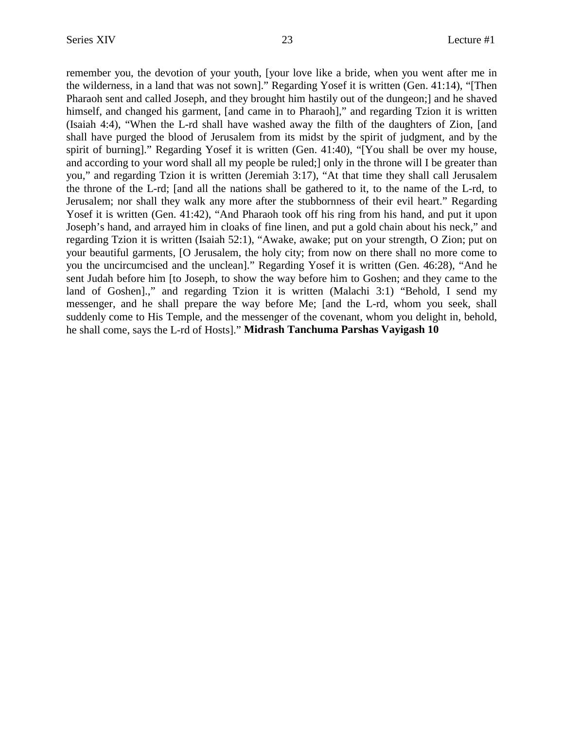remember you, the devotion of your youth, [your love like a bride, when you went after me in the wilderness, in a land that was not sown]." Regarding Yosef it is written (Gen. 41:14), "[Then Pharaoh sent and called Joseph, and they brought him hastily out of the dungeon;] and he shaved himself, and changed his garment, [and came in to Pharaoh]," and regarding Tzion it is written (Isaiah 4:4), "When the L-rd shall have washed away the filth of the daughters of Zion, [and shall have purged the blood of Jerusalem from its midst by the spirit of judgment, and by the spirit of burning]." Regarding Yosef it is written (Gen. 41:40), "[You shall be over my house, and according to your word shall all my people be ruled;] only in the throne will I be greater than you," and regarding Tzion it is written (Jeremiah 3:17), "At that time they shall call Jerusalem the throne of the L-rd; [and all the nations shall be gathered to it, to the name of the L-rd, to Jerusalem; nor shall they walk any more after the stubbornness of their evil heart." Regarding Yosef it is written (Gen. 41:42), "And Pharaoh took off his ring from his hand, and put it upon Joseph's hand, and arrayed him in cloaks of fine linen, and put a gold chain about his neck," and regarding Tzion it is written (Isaiah 52:1), "Awake, awake; put on your strength, O Zion; put on your beautiful garments, [O Jerusalem, the holy city; from now on there shall no more come to you the uncircumcised and the unclean]." Regarding Yosef it is written (Gen. 46:28), "And he sent Judah before him [to Joseph, to show the way before him to Goshen; and they came to the land of Goshen].," and regarding Tzion it is written (Malachi 3:1) "Behold, I send my messenger, and he shall prepare the way before Me; [and the L-rd, whom you seek, shall suddenly come to His Temple, and the messenger of the covenant, whom you delight in, behold, he shall come, says the L-rd of Hosts]." **Midrash Tanchuma Parshas Vayigash 10**